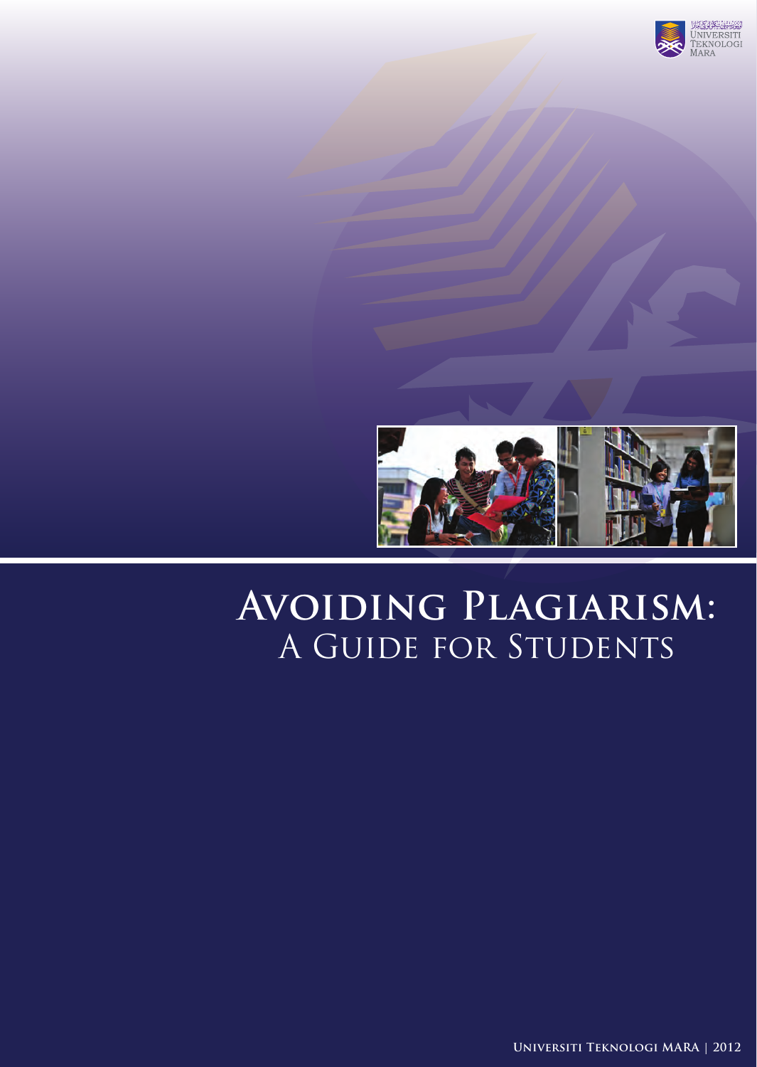# Avoiding Plagiarism:
## A Guide for Students

Universiti Teknologi MARA | 2012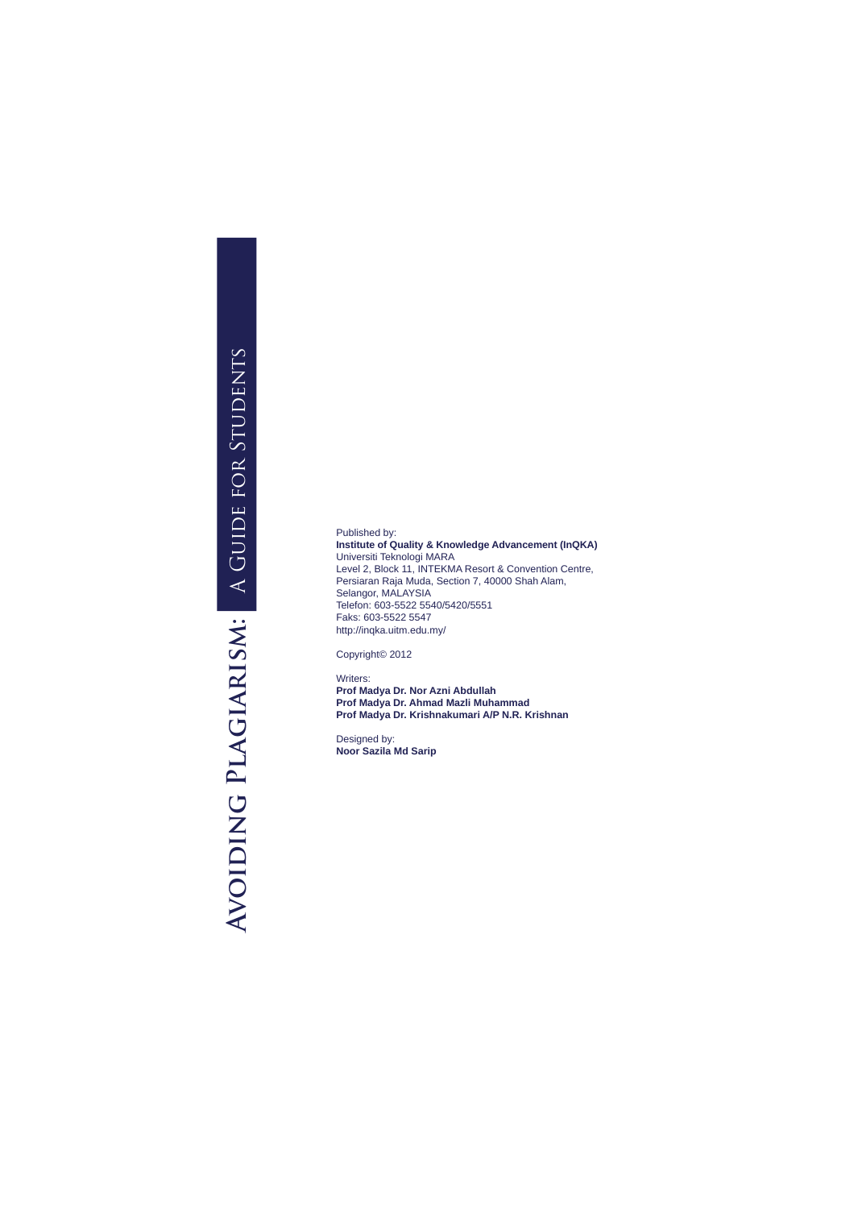Published by:
**Institute of Quality & Knowledge Advancement (InQKA)**
Universiti Teknologi MARA
Level 2, Block 11, INTEKMA Resort & Convention Centre,
Persiaran Raja Muda, Section 7, 40000 Shah Alam,
Selangor, MALAYSIA
Telefon: 603-5522 5540/5420/5551
Faks: 603-5522 5547
http://inqka.uitm.edu.my/

Copyright© 2012

Writers:
**Prof Madya Dr. Nor Azni Abdullah**
**Prof Madya Dr. Ahmad Mazli Muhammad**
**Prof Madya Dr. Krishnakumari A/P N.R. Krishnan**

Designed by:
**Noor Sazila Md Sarip**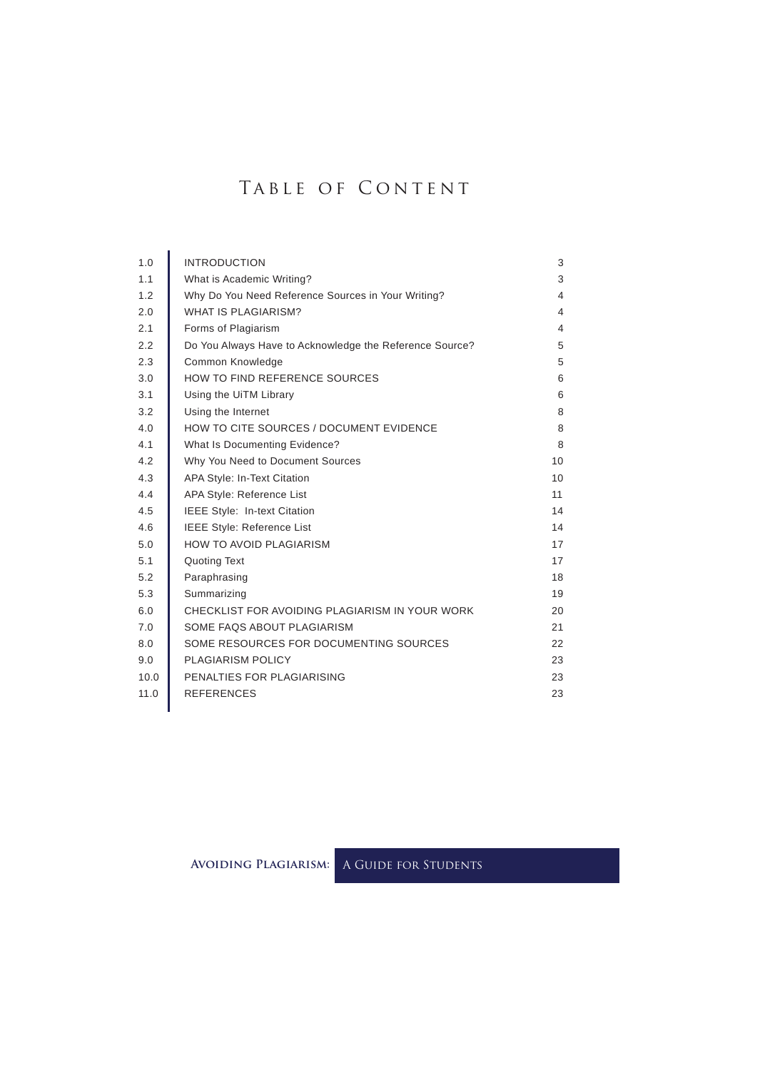# Table of Content

| | | |
|---|---|---|
| 1.0 | INTRODUCTION | 3 |
| 1.1 | What is Academic Writing? | 3 |
| 1.2 | Why Do You Need Reference Sources in Your Writing? | 4 |
| 2.0 | WHAT IS PLAGIARISM? | 4 |
| 2.1 | Forms of Plagiarism | 4 |
| 2.2 | Do You Always Have to Acknowledge the Reference Source? | 5 |
| 2.3 | Common Knowledge | 5 |
| 3.0 | HOW TO FIND REFERENCE SOURCES | 6 |
| 3.1 | Using the UiTM Library | 6 |
| 3.2 | Using the Internet | 8 |
| 4.0 | HOW TO CITE SOURCES / DOCUMENT EVIDENCE | 8 |
| 4.1 | What Is Documenting Evidence? | 8 |
| 4.2 | Why You Need to Document Sources | 10 |
| 4.3 | APA Style: In-Text Citation | 10 |
| 4.4 | APA Style: Reference List | 11 |
| 4.5 | IEEE Style: In-text Citation | 14 |
| 4.6 | IEEE Style: Reference List | 14 |
| 5.0 | HOW TO AVOID PLAGIARISM | 17 |
| 5.1 | Quoting Text | 17 |
| 5.2 | Paraphrasing | 18 |
| 5.3 | Summarizing | 19 |
| 6.0 | CHECKLIST FOR AVOIDING PLAGIARISM IN YOUR WORK | 20 |
| 7.0 | SOME FAQS ABOUT PLAGIARISM | 21 |
| 8.0 | SOME RESOURCES FOR DOCUMENTING SOURCES | 22 |
| 9.0 | PLAGIARISM POLICY | 23 |
| 10.0 | PENALTIES FOR PLAGIARISING | 23 |
| 11.0 | REFERENCES | 23 |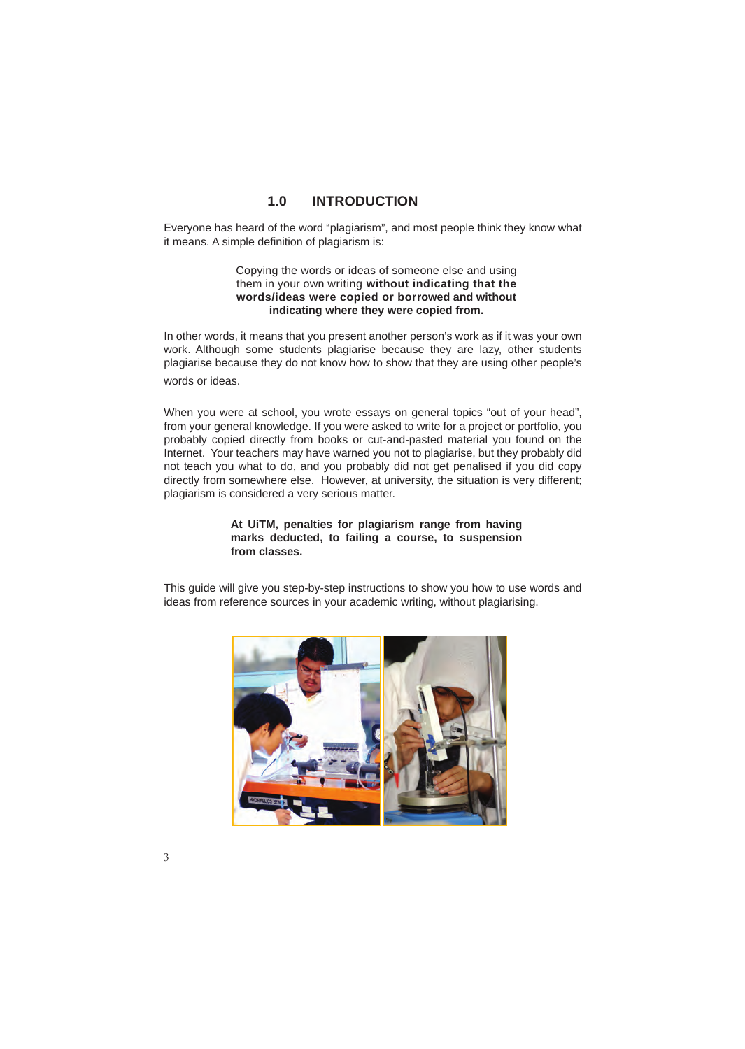# 1.0 INTRODUCTION

Everyone has heard of the word "plagiarism", and most people think they know what it means. A simple definition of plagiarism is:

> Copying the words or ideas of someone else and using them in your own writing **without indicating that the words/ideas were copied or borrowed and without indicating where they were copied from.**

In other words, it means that you present another person's work as if it was your own work. Although some students plagiarise because they are lazy, other students plagiarise because they do not know how to show that they are using other people's words or ideas.

When you were at school, you wrote essays on general topics "out of your head", from your general knowledge. If you were asked to write for a project or portfolio, you probably copied directly from books or cut-and-pasted material you found on the Internet. Your teachers may have warned you not to plagiarise, but they probably did not teach you what to do, and you probably did not get penalised if you did copy directly from somewhere else. However, at university, the situation is very different; plagiarism is considered a very serious matter.

> **At UiTM, penalties for plagiarism range from having marks deducted, to failing a course, to suspension from classes.**

This guide will give you step-by-step instructions to show you how to use words and ideas from reference sources in your academic writing, without plagiarising.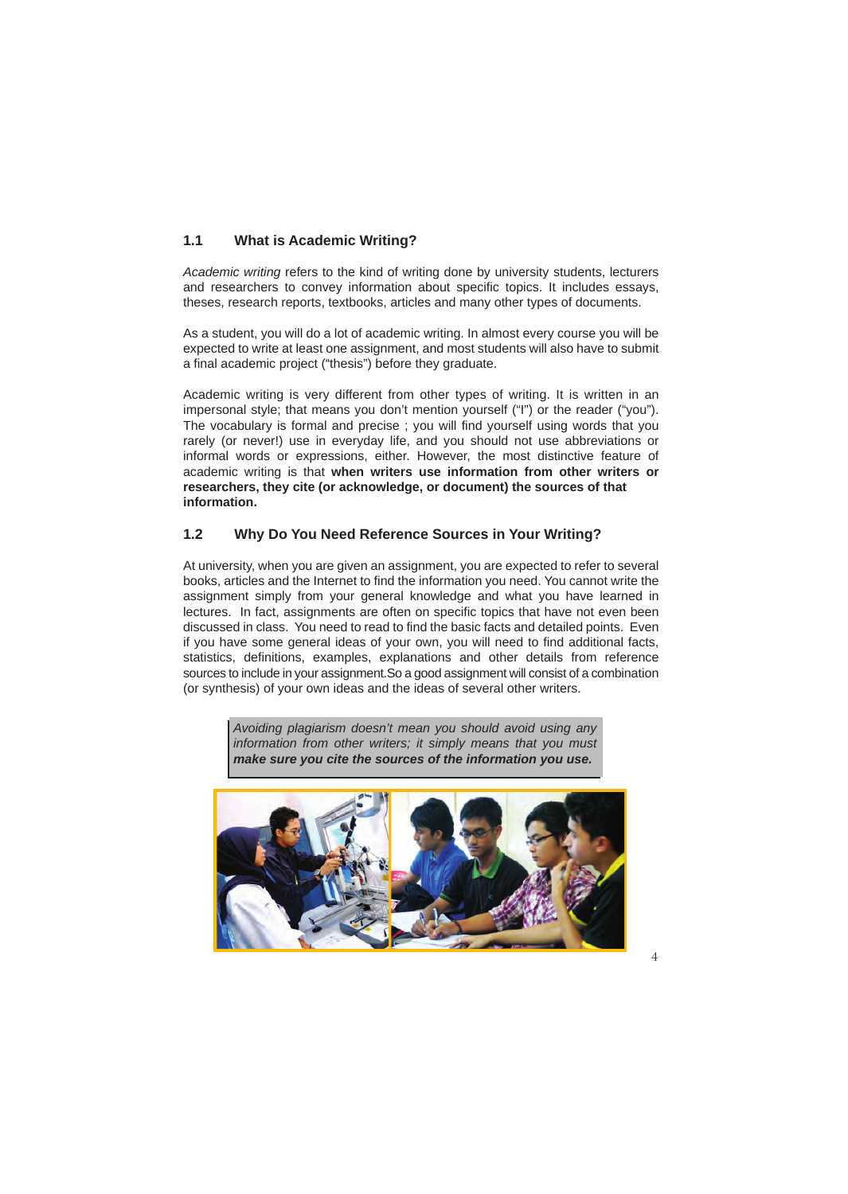## 1.1 What is Academic Writing?

*Academic writing* refers to the kind of writing done by university students, lecturers and researchers to convey information about specific topics. It includes essays, theses, research reports, textbooks, articles and many other types of documents.

As a student, you will do a lot of academic writing. In almost every course you will be expected to write at least one assignment, and most students will also have to submit a final academic project ("thesis") before they graduate.

Academic writing is very different from other types of writing. It is written in an impersonal style; that means you don't mention yourself ("I") or the reader ("you"). The vocabulary is formal and precise ; you will find yourself using words that you rarely (or never!) use in everyday life, and you should not use abbreviations or informal words or expressions, either. However, the most distinctive feature of academic writing is that **when writers use information from other writers or researchers, they cite (or acknowledge, or document) the sources of that information.**

## 1.2 Why Do You Need Reference Sources in Your Writing?

At university, when you are given an assignment, you are expected to refer to several books, articles and the Internet to find the information you need. You cannot write the assignment simply from your general knowledge and what you have learned in lectures. In fact, assignments are often on specific topics that have not even been discussed in class. You need to read to find the basic facts and detailed points. Even if you have some general ideas of your own, you will need to find additional facts, statistics, definitions, examples, explanations and other details from reference sources to include in your assignment.So a good assignment will consist of a combination (or synthesis) of your own ideas and the ideas of several other writers.

> *Avoiding plagiarism doesn't mean you should avoid using any information from other writers; it simply means that you must* ***make sure you cite the sources of the information you use.***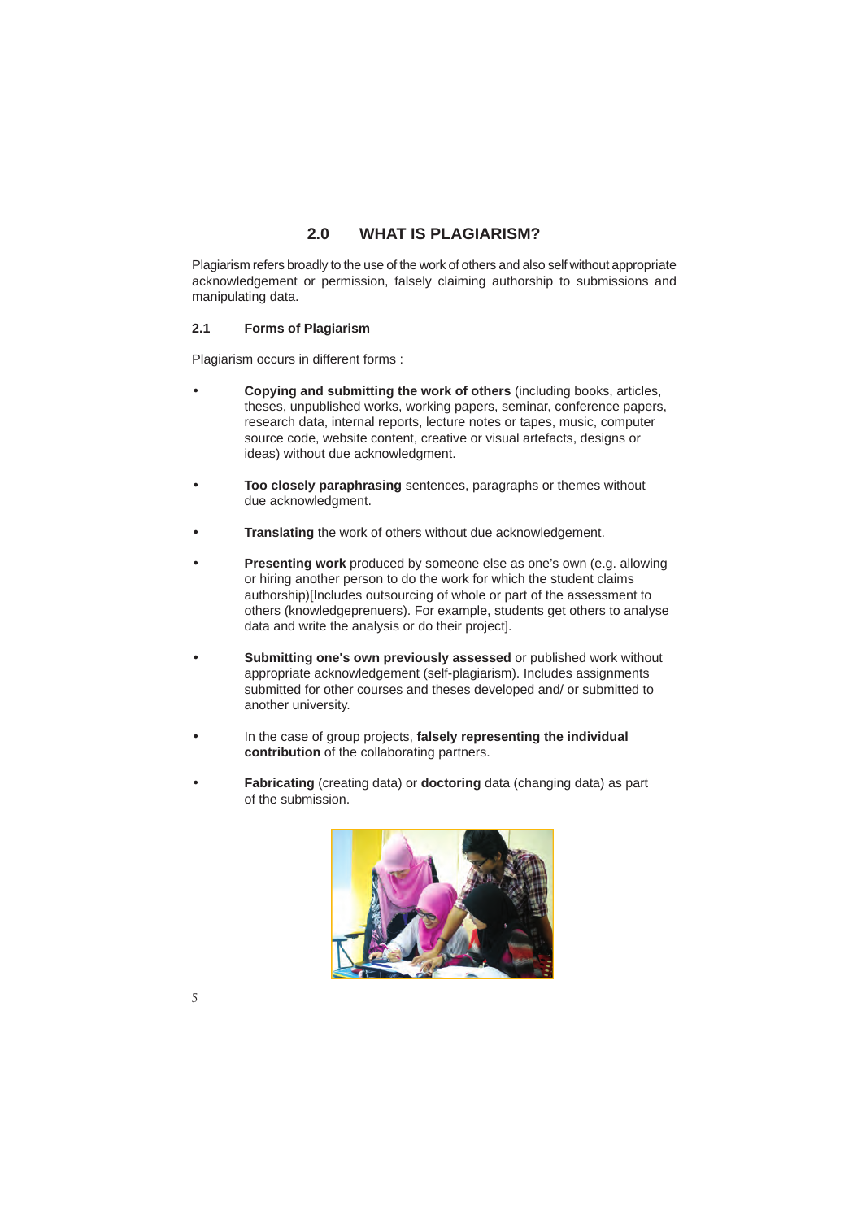## 2.0 WHAT IS PLAGIARISM?

Plagiarism refers broadly to the use of the work of others and also self without appropriate acknowledgement or permission, falsely claiming authorship to submissions and manipulating data.

### 2.1 Forms of Plagiarism

Plagiarism occurs in different forms :

- **Copying and submitting the work of others** (including books, articles, theses, unpublished works, working papers, seminar, conference papers, research data, internal reports, lecture notes or tapes, music, computer source code, website content, creative or visual artefacts, designs or ideas) without due acknowledgment.
- **Too closely paraphrasing** sentences, paragraphs or themes without due acknowledgment.
- **Translating** the work of others without due acknowledgement.
- **Presenting work** produced by someone else as one's own (e.g. allowing or hiring another person to do the work for which the student claims authorship)[Includes outsourcing of whole or part of the assessment to others (knowledgeprenuers). For example, students get others to analyse data and write the analysis or do their project].
- **Submitting one's own previously assessed** or published work without appropriate acknowledgement (self-plagiarism). Includes assignments submitted for other courses and theses developed and/ or submitted to another university.
- In the case of group projects, **falsely representing the individual contribution** of the collaborating partners.
- **Fabricating** (creating data) or **doctoring** data (changing data) as part of the submission.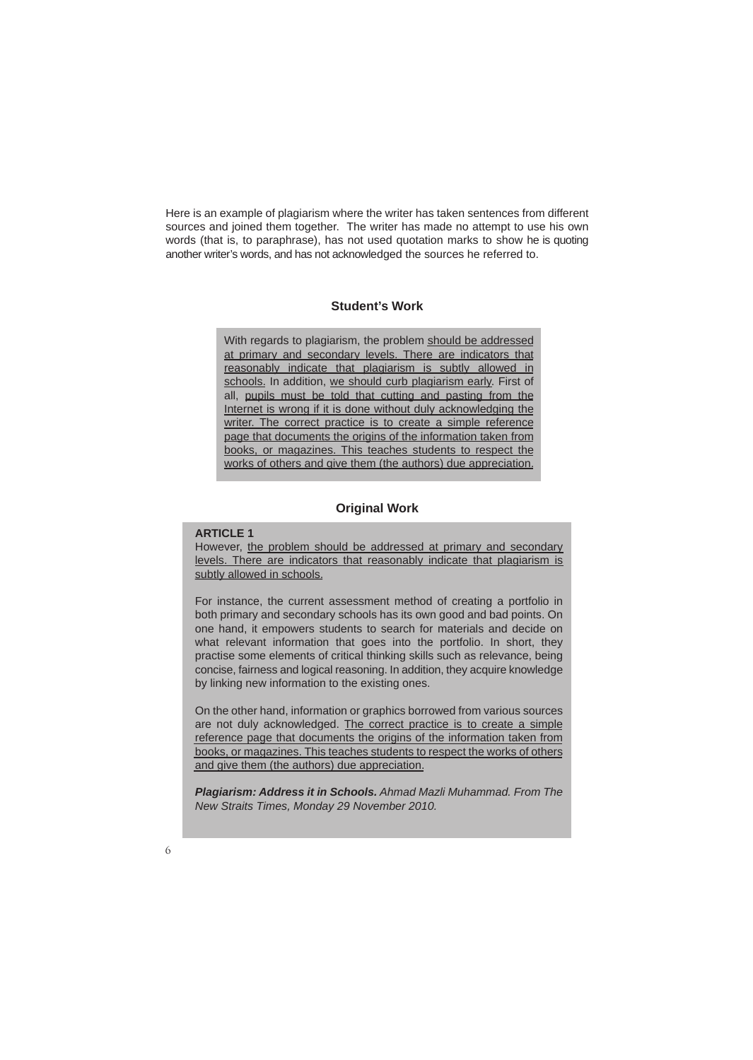Here is an example of plagiarism where the writer has taken sentences from different sources and joined them together. The writer has made no attempt to use his own words (that is, to paraphrase), has not used quotation marks to show he is quoting another writer's words, and has not acknowledged the sources he referred to.

### Student's Work

With regards to plagiarism, the problem <u>should be addressed at primary and secondary levels. There are indicators that reasonably indicate that plagiarism is subtly allowed in schools.</u> In addition, <u>we should curb plagiarism early</u>. First of all, <u>pupils must be told that cutting and pasting from the Internet is wrong if it is done without duly acknowledging the writer. The correct practice is to create a simple reference page that documents the origins of the information taken from books, or magazines. This teaches students to respect the works of others and give them (the authors) due appreciation.</u>

### Original Work

**ARTICLE 1**

However, <u>the problem should be addressed at primary and secondary levels. There are indicators that reasonably indicate that plagiarism is subtly allowed in schools.</u>

For instance, the current assessment method of creating a portfolio in both primary and secondary schools has its own good and bad points. On one hand, it empowers students to search for materials and decide on what relevant information that goes into the portfolio. In short, they practise some elements of critical thinking skills such as relevance, being concise, fairness and logical reasoning. In addition, they acquire knowledge by linking new information to the existing ones.

On the other hand, information or graphics borrowed from various sources are not duly acknowledged. <u>The correct practice is to create a simple reference page that documents the origins of the information taken from books, or magazines. This teaches students to respect the works of others and give them (the authors) due appreciation.</u>

***Plagiarism: Address it in Schools.*** *Ahmad Mazli Muhammad. From The New Straits Times, Monday 29 November 2010.*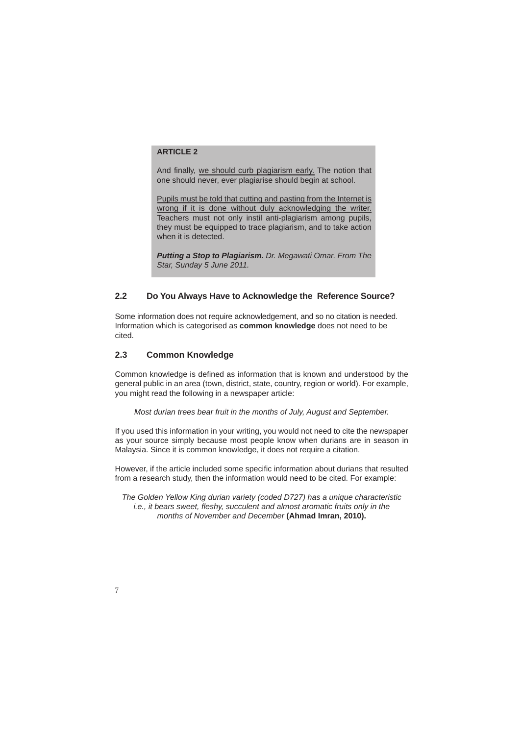**ARTICLE 2**

And finally, <u>we should curb plagiarism early.</u> The notion that one should never, ever plagiarise should begin at school.

<u>Pupils must be told that cutting and pasting from the Internet is wrong if it is done without duly acknowledging the writer.</u> Teachers must not only instil anti-plagiarism among pupils, they must be equipped to trace plagiarism, and to take action when it is detected.

***Putting a Stop to Plagiarism.*** *Dr. Megawati Omar. From The Star, Sunday 5 June 2011.*

### 2.2 Do You Always Have to Acknowledge the Reference Source?

Some information does not require acknowledgement, and so no citation is needed. Information which is categorised as **common knowledge** does not need to be cited.

### 2.3 Common Knowledge

Common knowledge is defined as information that is known and understood by the general public in an area (town, district, state, country, region or world). For example, you might read the following in a newspaper article:

*Most durian trees bear fruit in the months of July, August and September.*

If you used this information in your writing, you would not need to cite the newspaper as your source simply because most people know when durians are in season in Malaysia. Since it is common knowledge, it does not require a citation.

However, if the article included some specific information about durians that resulted from a research study, then the information would need to be cited. For example:

*The Golden Yellow King durian variety (coded D727) has a unique characteristic i.e., it bears sweet, fleshy, succulent and almost aromatic fruits only in the months of November and December* **(Ahmad Imran, 2010).**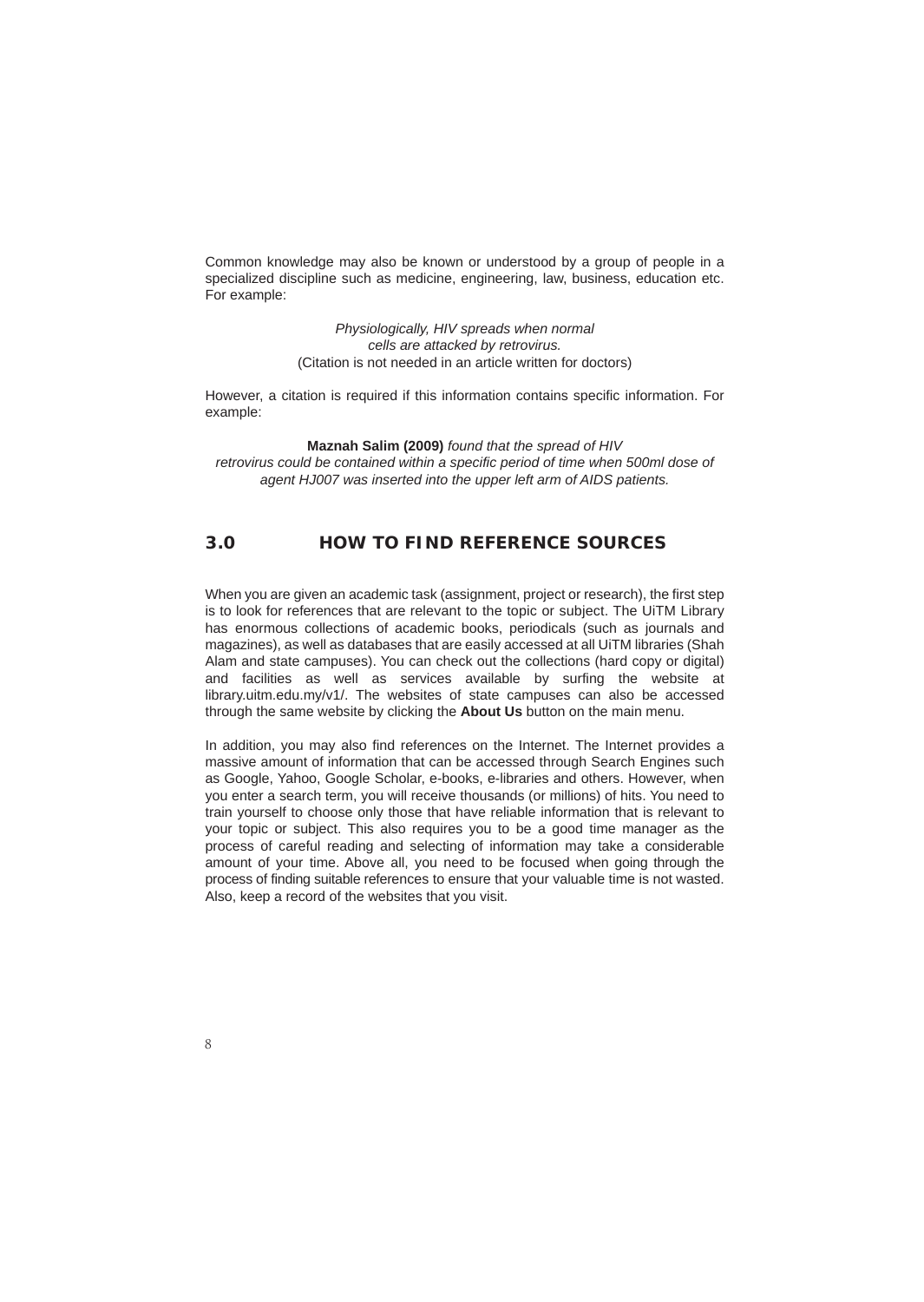Common knowledge may also be known or understood by a group of people in a specialized discipline such as medicine, engineering, law, business, education etc. For example:

*Physiologically, HIV spreads when normal cells are attacked by retrovirus.*
(Citation is not needed in an article written for doctors)

However, a citation is required if this information contains specific information. For example:

**Maznah Salim (2009)** *found that the spread of HIV retrovirus could be contained within a specific period of time when 500ml dose of agent HJ007 was inserted into the upper left arm of AIDS patients.*

## 3.0 HOW TO FIND REFERENCE SOURCES

When you are given an academic task (assignment, project or research), the first step is to look for references that are relevant to the topic or subject. The UiTM Library has enormous collections of academic books, periodicals (such as journals and magazines), as well as databases that are easily accessed at all UiTM libraries (Shah Alam and state campuses). You can check out the collections (hard copy or digital) and facilities as well as services available by surfing the website at library.uitm.edu.my/v1/. The websites of state campuses can also be accessed through the same website by clicking the **About Us** button on the main menu.

In addition, you may also find references on the Internet. The Internet provides a massive amount of information that can be accessed through Search Engines such as Google, Yahoo, Google Scholar, e-books, e-libraries and others. However, when you enter a search term, you will receive thousands (or millions) of hits. You need to train yourself to choose only those that have reliable information that is relevant to your topic or subject. This also requires you to be a good time manager as the process of careful reading and selecting of information may take a considerable amount of your time. Above all, you need to be focused when going through the process of finding suitable references to ensure that your valuable time is not wasted. Also, keep a record of the websites that you visit.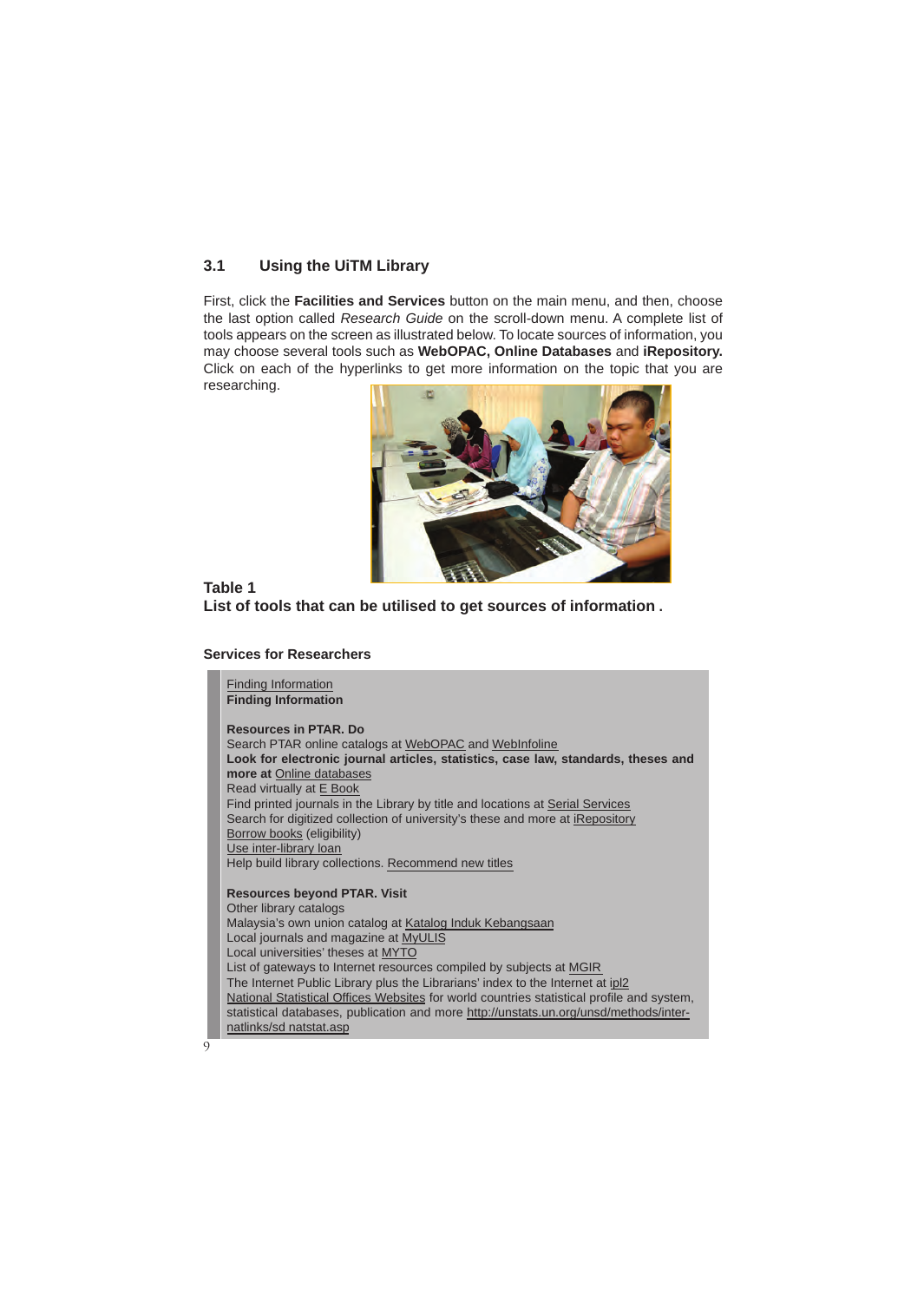## 3.1 Using the UiTM Library

First, click the **Facilities and Services** button on the main menu, and then, choose the last option called *Research Guide* on the scroll-down menu. A complete list of tools appears on the screen as illustrated below. To locate sources of information, you may choose several tools such as **WebOPAC, Online Databases** and **iRepository.** Click on each of the hyperlinks to get more information on the topic that you are researching.

**Table 1**
**List of tools that can be utilised to get sources of information .**

**Services for Researchers**

Finding Information
**Finding Information**

**Resources in PTAR. Do**
Search PTAR online catalogs at WebOPAC and WebInfoline
**Look for electronic journal articles, statistics, case law, standards, theses and more at** Online databases
Read virtually at E Book
Find printed journals in the Library by title and locations at Serial Services
Search for digitized collection of university's these and more at iRepository
Borrow books (eligibility)
Use inter-library loan
Help build library collections. Recommend new titles

**Resources beyond PTAR. Visit**
Other library catalogs
Malaysia's own union catalog at Katalog Induk Kebangsaan
Local journals and magazine at MyULIS
Local universities' theses at MYTO
List of gateways to Internet resources compiled by subjects at MGIR
The Internet Public Library plus the Librarians' index to the Internet at ipl2
National Statistical Offices Websites for world countries statistical profile and system, statistical databases, publication and more http://unstats.un.org/unsd/methods/inter-natlinks/sd natstat.asp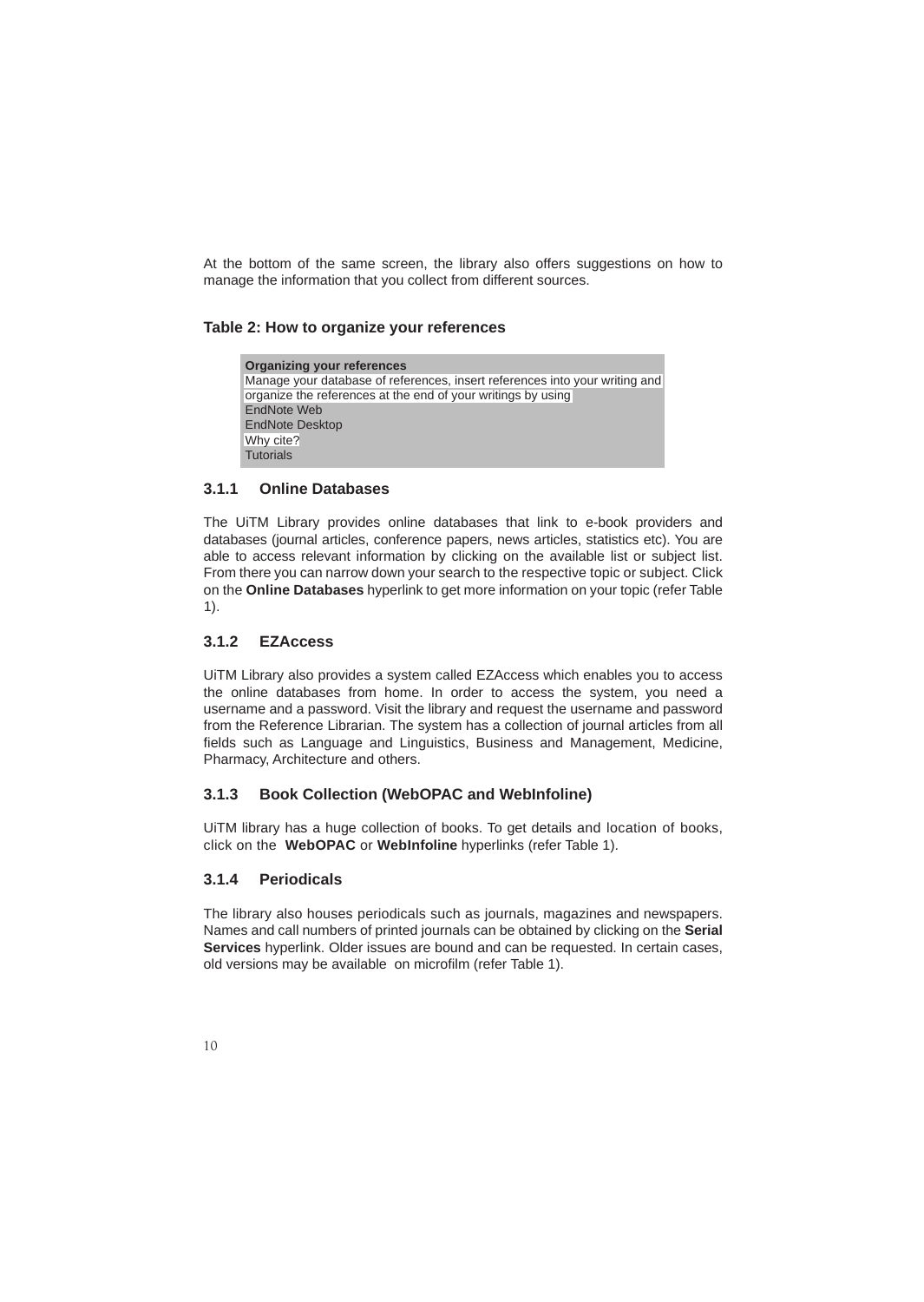At the bottom of the same screen, the library also offers suggestions on how to manage the information that you collect from different sources.

**Table 2: How to organize your references**

| Organizing your references |
|---|
| Manage your database of references, insert references into your writing and organize the references at the end of your writings by using |
| EndNote Web |
| EndNote Desktop |
| Why cite? |
| Tutorials |

### 3.1.1 Online Databases

The UiTM Library provides online databases that link to e-book providers and databases (journal articles, conference papers, news articles, statistics etc). You are able to access relevant information by clicking on the available list or subject list. From there you can narrow down your search to the respective topic or subject. Click on the **Online Databases** hyperlink to get more information on your topic (refer Table 1).

### 3.1.2 EZAccess

UiTM Library also provides a system called EZAccess which enables you to access the online databases from home. In order to access the system, you need a username and a password. Visit the library and request the username and password from the Reference Librarian. The system has a collection of journal articles from all fields such as Language and Linguistics, Business and Management, Medicine, Pharmacy, Architecture and others.

### 3.1.3 Book Collection (WebOPAC and WebInfoline)

UiTM library has a huge collection of books. To get details and location of books, click on the **WebOPAC** or **WebInfoline** hyperlinks (refer Table 1).

### 3.1.4 Periodicals

The library also houses periodicals such as journals, magazines and newspapers. Names and call numbers of printed journals can be obtained by clicking on the **Serial Services** hyperlink. Older issues are bound and can be requested. In certain cases, old versions may be available on microfilm (refer Table 1).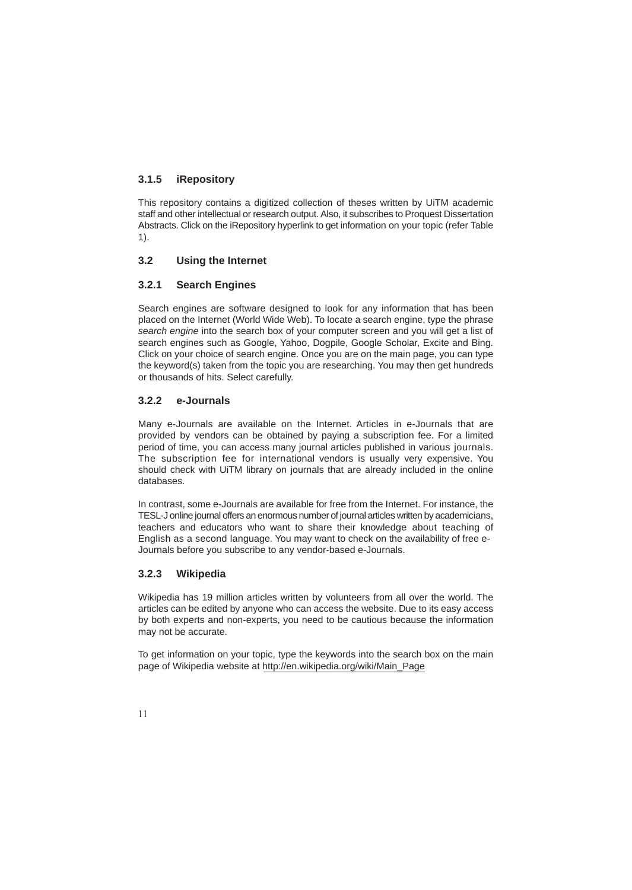### 3.1.5 iRepository

This repository contains a digitized collection of theses written by UiTM academic staff and other intellectual or research output. Also, it subscribes to Proquest Dissertation Abstracts. Click on the iRepository hyperlink to get information on your topic (refer Table 1).

## 3.2 Using the Internet

### 3.2.1 Search Engines

Search engines are software designed to look for any information that has been placed on the Internet (World Wide Web). To locate a search engine, type the phrase *search engine* into the search box of your computer screen and you will get a list of search engines such as Google, Yahoo, Dogpile, Google Scholar, Excite and Bing. Click on your choice of search engine. Once you are on the main page, you can type the keyword(s) taken from the topic you are researching. You may then get hundreds or thousands of hits. Select carefully.

### 3.2.2 e-Journals

Many e-Journals are available on the Internet. Articles in e-Journals that are provided by vendors can be obtained by paying a subscription fee. For a limited period of time, you can access many journal articles published in various journals. The subscription fee for international vendors is usually very expensive. You should check with UiTM library on journals that are already included in the online databases.

In contrast, some e-Journals are available for free from the Internet. For instance, the TESL-J online journal offers an enormous number of journal articles written by academicians, teachers and educators who want to share their knowledge about teaching of English as a second language. You may want to check on the availability of free e-Journals before you subscribe to any vendor-based e-Journals.

### 3.2.3 Wikipedia

Wikipedia has 19 million articles written by volunteers from all over the world. The articles can be edited by anyone who can access the website. Due to its easy access by both experts and non-experts, you need to be cautious because the information may not be accurate.

To get information on your topic, type the keywords into the search box on the main page of Wikipedia website at http://en.wikipedia.org/wiki/Main_Page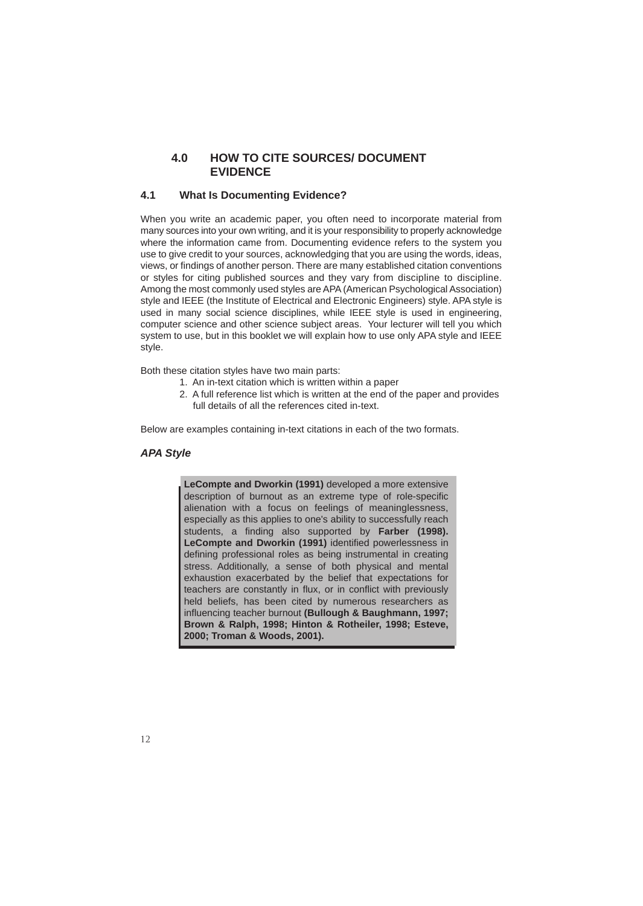# 4.0 HOW TO CITE SOURCES/ DOCUMENT EVIDENCE

## 4.1 What Is Documenting Evidence?

When you write an academic paper, you often need to incorporate material from many sources into your own writing, and it is your responsibility to properly acknowledge where the information came from. Documenting evidence refers to the system you use to give credit to your sources, acknowledging that you are using the words, ideas, views, or findings of another person. There are many established citation conventions or styles for citing published sources and they vary from discipline to discipline. Among the most commonly used styles are APA (American Psychological Association) style and IEEE (the Institute of Electrical and Electronic Engineers) style. APA style is used in many social science disciplines, while IEEE style is used in engineering, computer science and other science subject areas. Your lecturer will tell you which system to use, but in this booklet we will explain how to use only APA style and IEEE style.

Both these citation styles have two main parts:

1. An in-text citation which is written within a paper
2. A full reference list which is written at the end of the paper and provides full details of all the references cited in-text.

Below are examples containing in-text citations in each of the two formats.

### *APA Style*

> **LeCompte and Dworkin (1991)** developed a more extensive description of burnout as an extreme type of role-specific alienation with a focus on feelings of meaninglessness, especially as this applies to one's ability to successfully reach students, a finding also supported by **Farber (1998). LeCompte and Dworkin (1991)** identified powerlessness in defining professional roles as being instrumental in creating stress. Additionally, a sense of both physical and mental exhaustion exacerbated by the belief that expectations for teachers are constantly in flux, or in conflict with previously held beliefs, has been cited by numerous researchers as influencing teacher burnout **(Bullough & Baughmann, 1997; Brown & Ralph, 1998; Hinton & Rotheiler, 1998; Esteve, 2000; Troman & Woods, 2001).**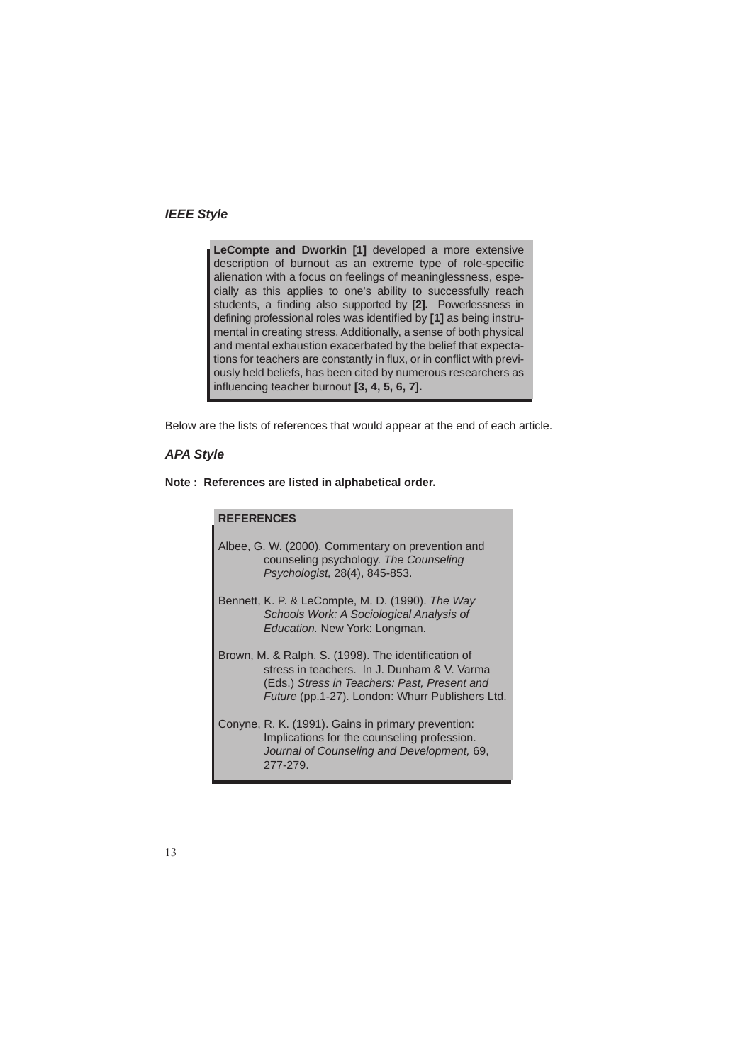### *IEEE Style*

> **LeCompte and Dworkin [1]** developed a more extensive description of burnout as an extreme type of role-specific alienation with a focus on feelings of meaninglessness, especially as this applies to one's ability to successfully reach students, a finding also supported by **[2].** Powerlessness in defining professional roles was identified by **[1]** as being instrumental in creating stress. Additionally, a sense of both physical and mental exhaustion exacerbated by the belief that expectations for teachers are constantly in flux, or in conflict with previously held beliefs, has been cited by numerous researchers as influencing teacher burnout **[3, 4, 5, 6, 7].**

Below are the lists of references that would appear at the end of each article.

### *APA Style*

**Note : References are listed in alphabetical order.**

> **REFERENCES**
>
> Albee, G. W. (2000). Commentary on prevention and counseling psychology. *The Counseling Psychologist,* 28(4), 845-853.
>
> Bennett, K. P. & LeCompte, M. D. (1990). *The Way Schools Work: A Sociological Analysis of Education.* New York: Longman.
>
> Brown, M. & Ralph, S. (1998). The identification of stress in teachers. In J. Dunham & V. Varma (Eds.) *Stress in Teachers: Past, Present and Future* (pp.1-27). London: Whurr Publishers Ltd.
>
> Conyne, R. K. (1991). Gains in primary prevention: Implications for the counseling profession. *Journal of Counseling and Development,* 69, 277-279.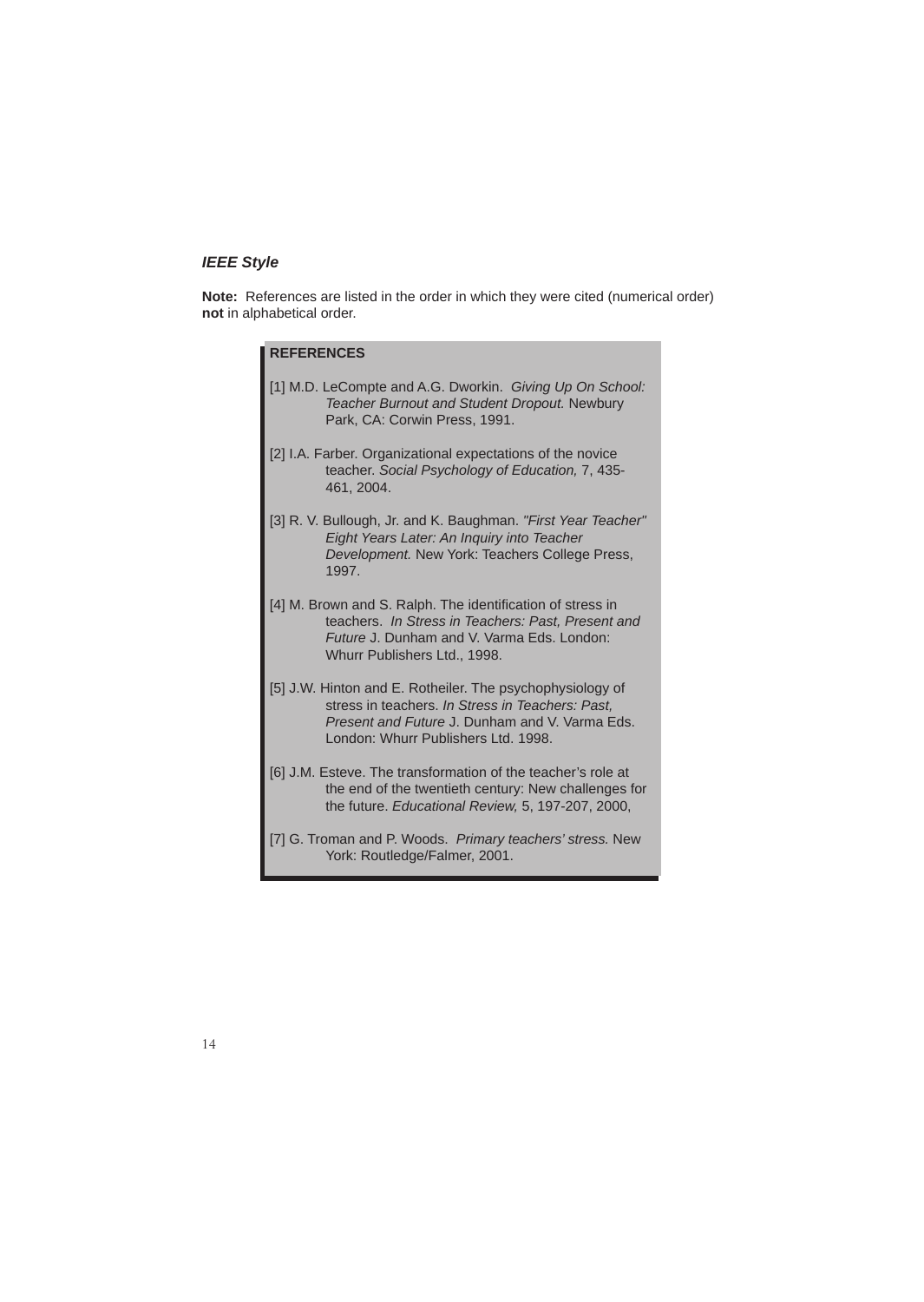### *IEEE Style*

**Note:** References are listed in the order in which they were cited (numerical order) **not** in alphabetical order.

**REFERENCES**

[1] M.D. LeCompte and A.G. Dworkin. *Giving Up On School: Teacher Burnout and Student Dropout.* Newbury Park, CA: Corwin Press, 1991.

[2] I.A. Farber. Organizational expectations of the novice teacher. *Social Psychology of Education,* 7, 435-461, 2004.

[3] R. V. Bullough, Jr. and K. Baughman. *"First Year Teacher" Eight Years Later: An Inquiry into Teacher Development.* New York: Teachers College Press, 1997.

[4] M. Brown and S. Ralph. The identification of stress in teachers. *In Stress in Teachers: Past, Present and Future* J. Dunham and V. Varma Eds. London: Whurr Publishers Ltd., 1998.

[5] J.W. Hinton and E. Rotheiler. The psychophysiology of stress in teachers. *In Stress in Teachers: Past, Present and Future* J. Dunham and V. Varma Eds. London: Whurr Publishers Ltd. 1998.

[6] J.M. Esteve. The transformation of the teacher's role at the end of the twentieth century: New challenges for the future. *Educational Review,* 5, 197-207, 2000,

[7] G. Troman and P. Woods. *Primary teachers' stress.* New York: Routledge/Falmer, 2001.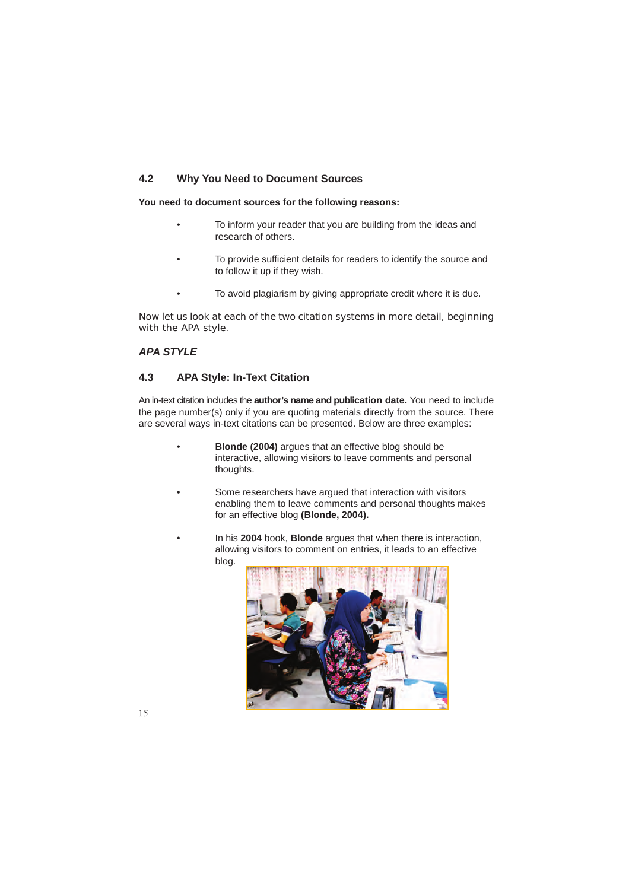## 4.2 Why You Need to Document Sources

**You need to document sources for the following reasons:**

- To inform your reader that you are building from the ideas and research of others.
- To provide sufficient details for readers to identify the source and to follow it up if they wish.
- To avoid plagiarism by giving appropriate credit where it is due.

Now let us look at each of the two citation systems in more detail, beginning with the APA style.

### *APA STYLE*

## 4.3 APA Style: In-Text Citation

An in-text citation includes the **author's name and publication date.** You need to include the page number(s) only if you are quoting materials directly from the source. There are several ways in-text citations can be presented. Below are three examples:

- **Blonde (2004)** argues that an effective blog should be interactive, allowing visitors to leave comments and personal thoughts.
- Some researchers have argued that interaction with visitors enabling them to leave comments and personal thoughts makes for an effective blog **(Blonde, 2004).**
- In his **2004** book, **Blonde** argues that when there is interaction, allowing visitors to comment on entries, it leads to an effective blog.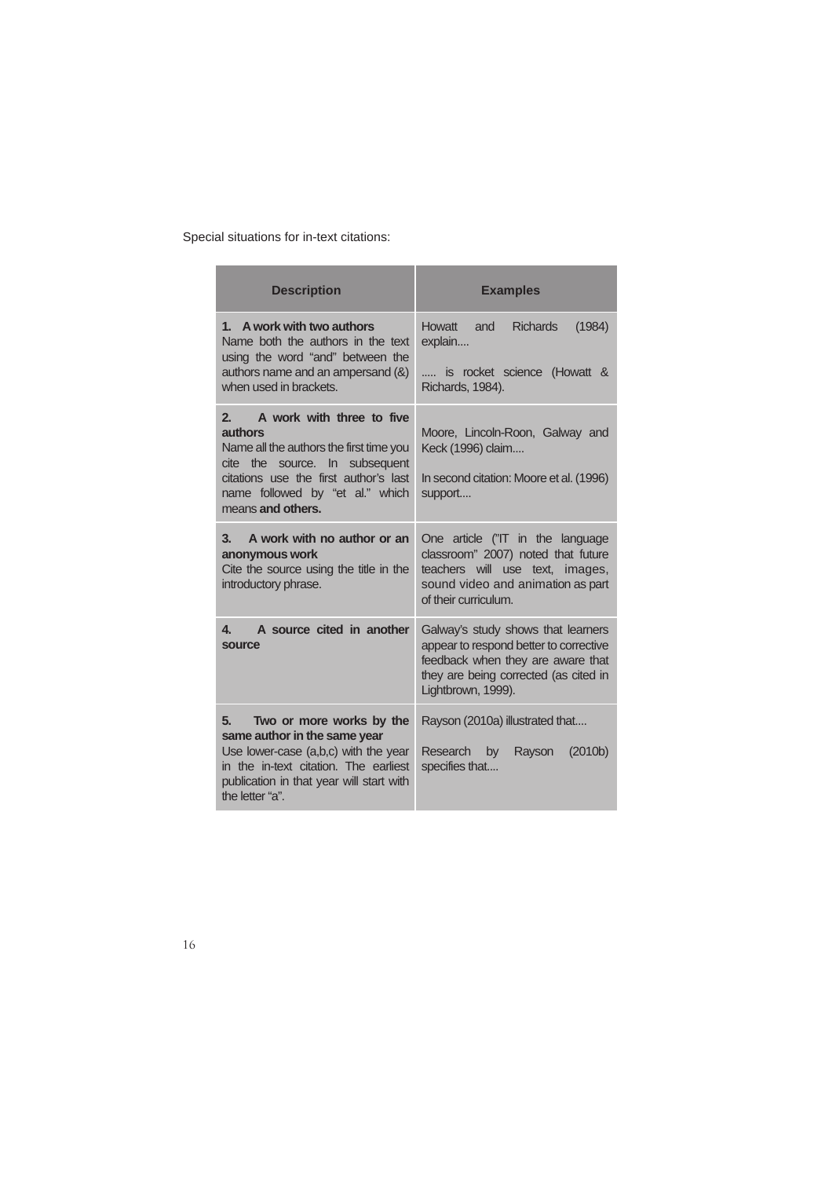Special situations for in-text citations:

| Description | Examples |
|---|---|
| **1. A work with two authors** Name both the authors in the text using the word "and" between the authors name and an ampersand (&) when used in brackets. | Howatt and Richards (1984) explain.... ..... is rocket science (Howatt & Richards, 1984). |
| **2. A work with three to five authors** Name all the authors the first time you cite the source. In subsequent citations use the first author's last name followed by "et al." which means **and others.** | Moore, Lincoln-Roon, Galway and Keck (1996) claim.... In second citation: Moore et al. (1996) support.... |
| **3. A work with no author or an anonymous work** Cite the source using the title in the introductory phrase. | One article ("IT in the language classroom" 2007) noted that future teachers will use text, images, sound video and animation as part of their curriculum. |
| **4. A source cited in another source** | Galway's study shows that learners appear to respond better to corrective feedback when they are aware that they are being corrected (as cited in Lightbrown, 1999). |
| **5. Two or more works by the same author in the same year** Use lower-case (a,b,c) with the year in the in-text citation. The earliest publication in that year will start with the letter "a". | Rayson (2010a) illustrated that.... Research by Rayson (2010b) specifies that.... |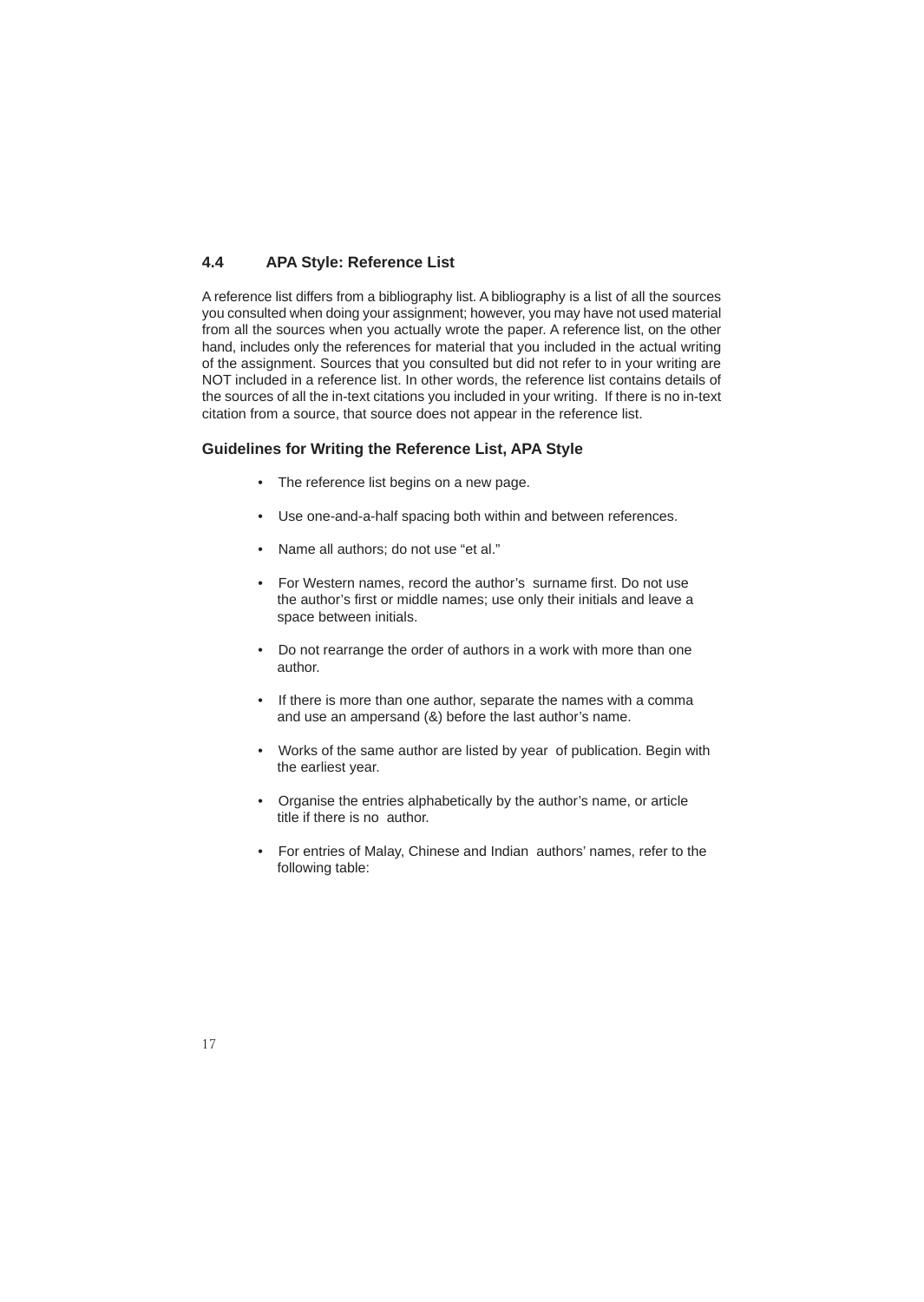## 4.4 APA Style: Reference List

A reference list differs from a bibliography list. A bibliography is a list of all the sources you consulted when doing your assignment; however, you may have not used material from all the sources when you actually wrote the paper. A reference list, on the other hand, includes only the references for material that you included in the actual writing of the assignment. Sources that you consulted but did not refer to in your writing are NOT included in a reference list. In other words, the reference list contains details of the sources of all the in-text citations you included in your writing. If there is no in-text citation from a source, that source does not appear in the reference list.

### Guidelines for Writing the Reference List, APA Style

- The reference list begins on a new page.
- Use one-and-a-half spacing both within and between references.
- Name all authors; do not use "et al."
- For Western names, record the author's surname first. Do not use the author's first or middle names; use only their initials and leave a space between initials.
- Do not rearrange the order of authors in a work with more than one author.
- If there is more than one author, separate the names with a comma and use an ampersand (&) before the last author's name.
- Works of the same author are listed by year of publication. Begin with the earliest year.
- Organise the entries alphabetically by the author's name, or article title if there is no author.
- For entries of Malay, Chinese and Indian authors' names, refer to the following table: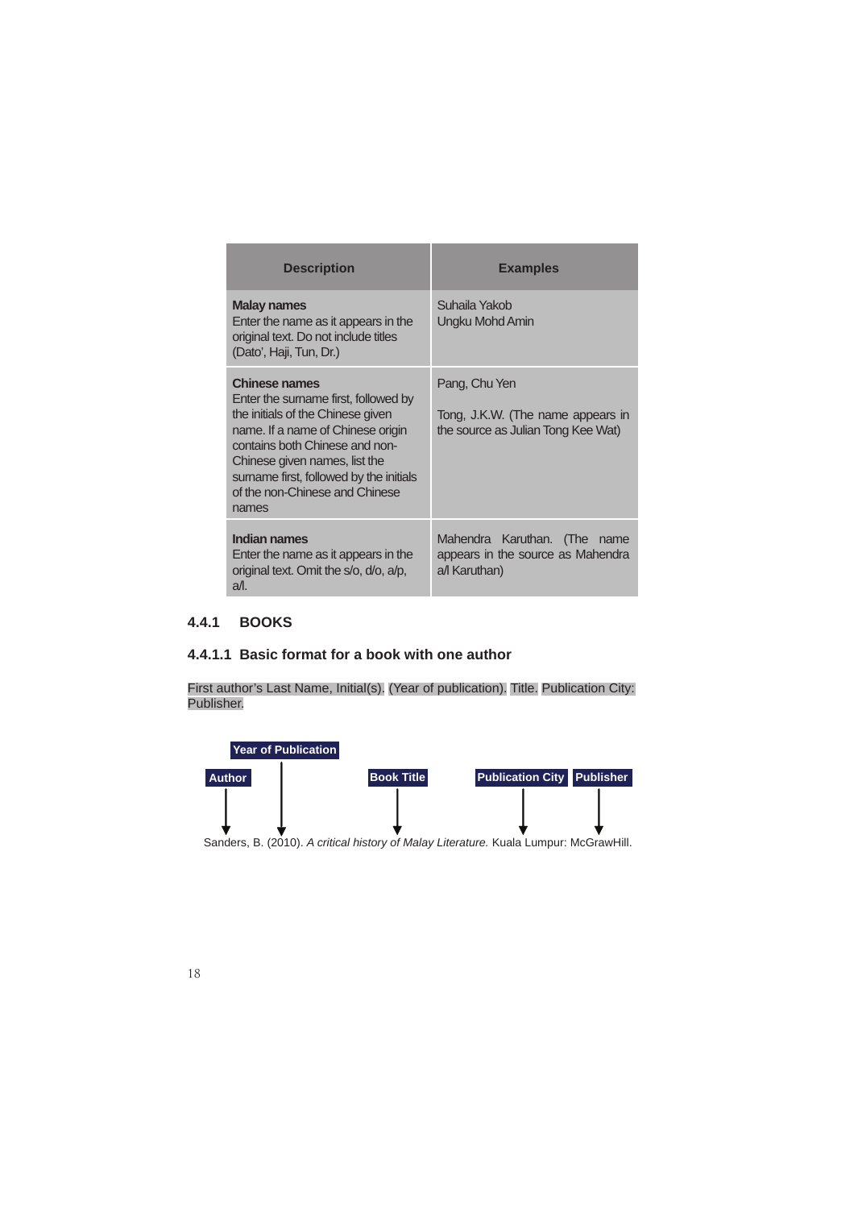| Description | Examples |
|---|---|
| **Malay names**<br>Enter the name as it appears in the original text. Do not include titles (Dato', Haji, Tun, Dr.) | Suhaila Yakob<br>Ungku Mohd Amin |
| **Chinese names**<br>Enter the surname first, followed by the initials of the Chinese given name. If a name of Chinese origin contains both Chinese and non-Chinese given names, list the surname first, followed by the initials of the non-Chinese and Chinese names | Pang, Chu Yen<br><br>Tong, J.K.W. (The name appears in the source as Julian Tong Kee Wat) |
| **Indian names**<br>Enter the name as it appears in the original text. Omit the s/o, d/o, a/p, a/l. | Mahendra Karuthan. (The name appears in the source as Mahendra a/l Karuthan) |

### 4.4.1 BOOKS

#### 4.4.1.1 Basic format for a book with one author

First author's Last Name, Initial(s). (Year of publication). Title. Publication City: Publisher.

Author → Sanders, B.
Year of Publication → (2010).
Book Title → *A critical history of Malay Literature.*
Publication City → Kuala Lumpur:
Publisher → McGrawHill.

Sanders, B. (2010). *A critical history of Malay Literature.* Kuala Lumpur: McGrawHill.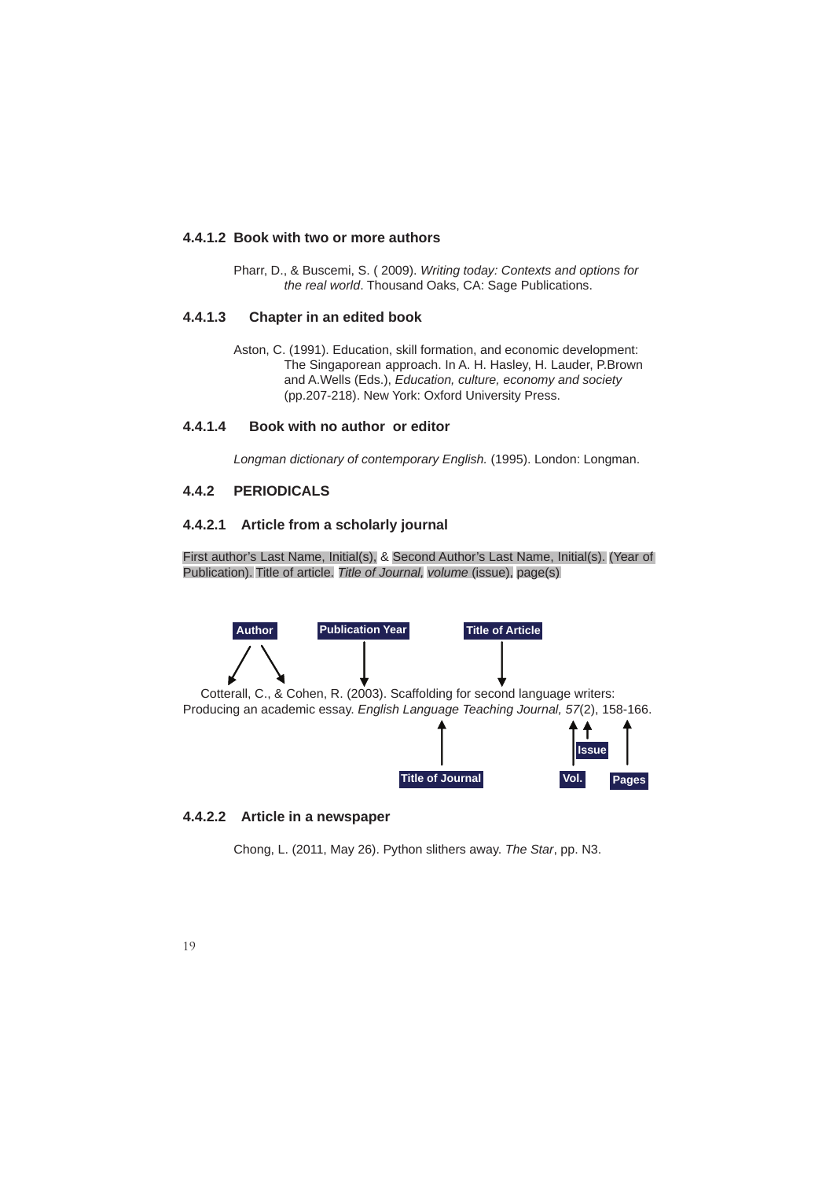#### 4.4.1.2 Book with two or more authors

Pharr, D., & Buscemi, S. ( 2009). *Writing today: Contexts and options for the real world*. Thousand Oaks, CA: Sage Publications.

#### 4.4.1.3 Chapter in an edited book

Aston, C. (1991). Education, skill formation, and economic development: The Singaporean approach. In A. H. Hasley, H. Lauder, P.Brown and A.Wells (Eds.), *Education, culture, economy and society* (pp.207-218). New York: Oxford University Press.

#### 4.4.1.4 Book with no author or editor

*Longman dictionary of contemporary English.* (1995). London: Longman.

### 4.4.2 PERIODICALS

#### 4.4.2.1 Article from a scholarly journal

First author's Last Name, Initial(s). & Second Author's Last Name, Initial(s). (Year of Publication). Title of article. *Title of Journal, volume* (issue), page(s)

Author — Publication Year — Title of Article

Cotterall, C., & Cohen, R. (2003). Scaffolding for second language writers: Producing an academic essay. *English Language Teaching Journal, 57*(2), 158-166.

Title of Journal — Vol. — Issue — Pages

#### 4.4.2.2 Article in a newspaper

Chong, L. (2011, May 26). Python slithers away. *The Star*, pp. N3.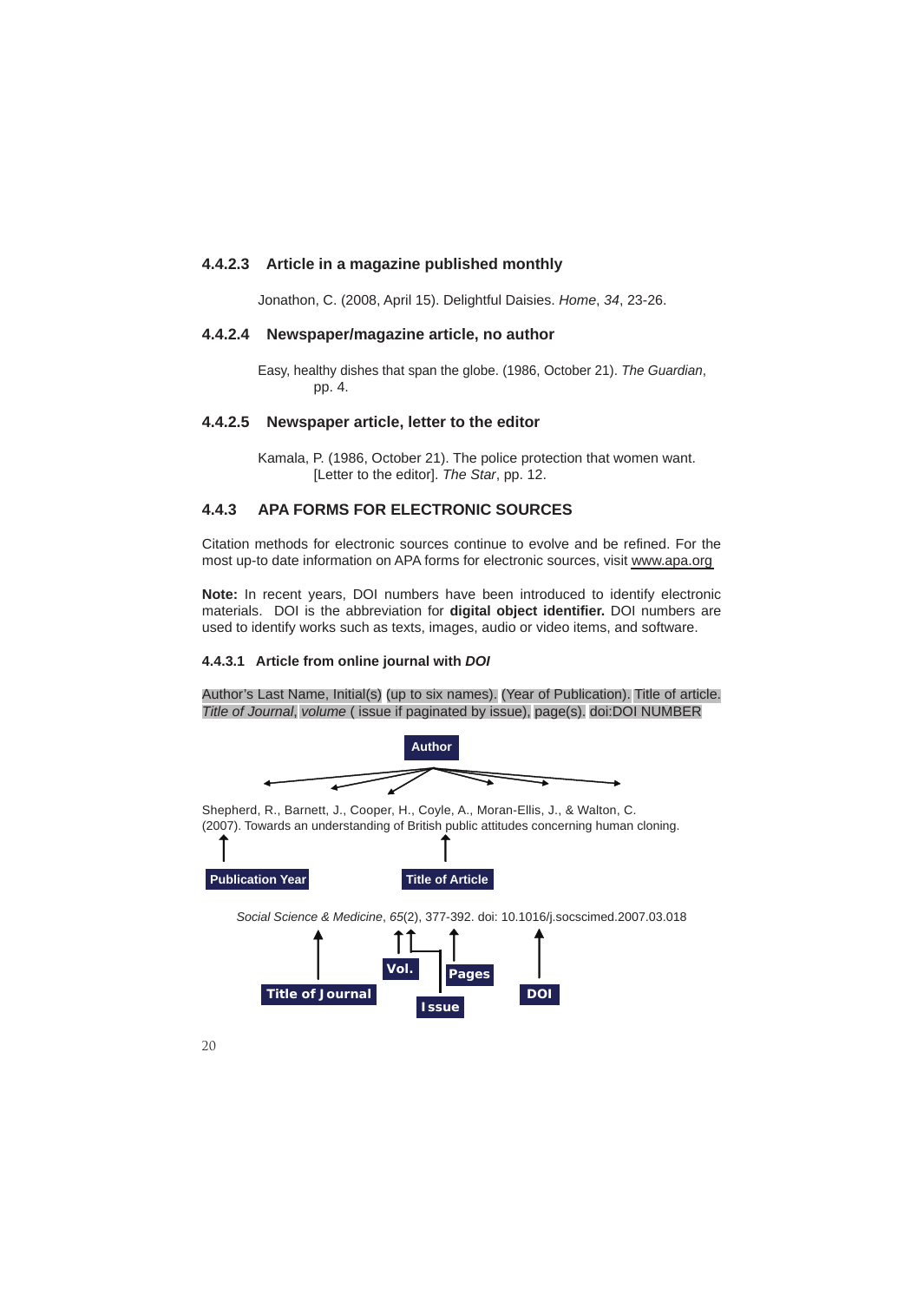### 4.4.2.3 Article in a magazine published monthly

Jonathon, C. (2008, April 15). Delightful Daisies. *Home*, *34*, 23-26.

### 4.4.2.4 Newspaper/magazine article, no author

Easy, healthy dishes that span the globe. (1986, October 21). *The Guardian*, pp. 4.

### 4.4.2.5 Newspaper article, letter to the editor

Kamala, P. (1986, October 21). The police protection that women want. [Letter to the editor]. *The Star*, pp. 12.

## 4.4.3 APA FORMS FOR ELECTRONIC SOURCES

Citation methods for electronic sources continue to evolve and be refined. For the most up-to date information on APA forms for electronic sources, visit www.apa.org

**Note:** In recent years, DOI numbers have been introduced to identify electronic materials. DOI is the abbreviation for **digital object identifier.** DOI numbers are used to identify works such as texts, images, audio or video items, and software.

#### 4.4.3.1 Article from online journal with *DOI*

Author's Last Name, Initial(s) (up to six names). (Year of Publication). Title of article. *Title of Journal*, *volume* ( issue if paginated by issue), page(s). doi:DOI NUMBER

**Author**

Shepherd, R., Barnett, J., Cooper, H., Coyle, A., Moran-Ellis, J., & Walton, C. (2007). Towards an understanding of British public attitudes concerning human cloning.

**Publication Year** **Title of Article**

*Social Science & Medicine*, *65*(2), 377-392. doi: 10.1016/j.socscimed.2007.03.018

**Title of Journal** **Vol.** **Issue** **Pages** **DOI**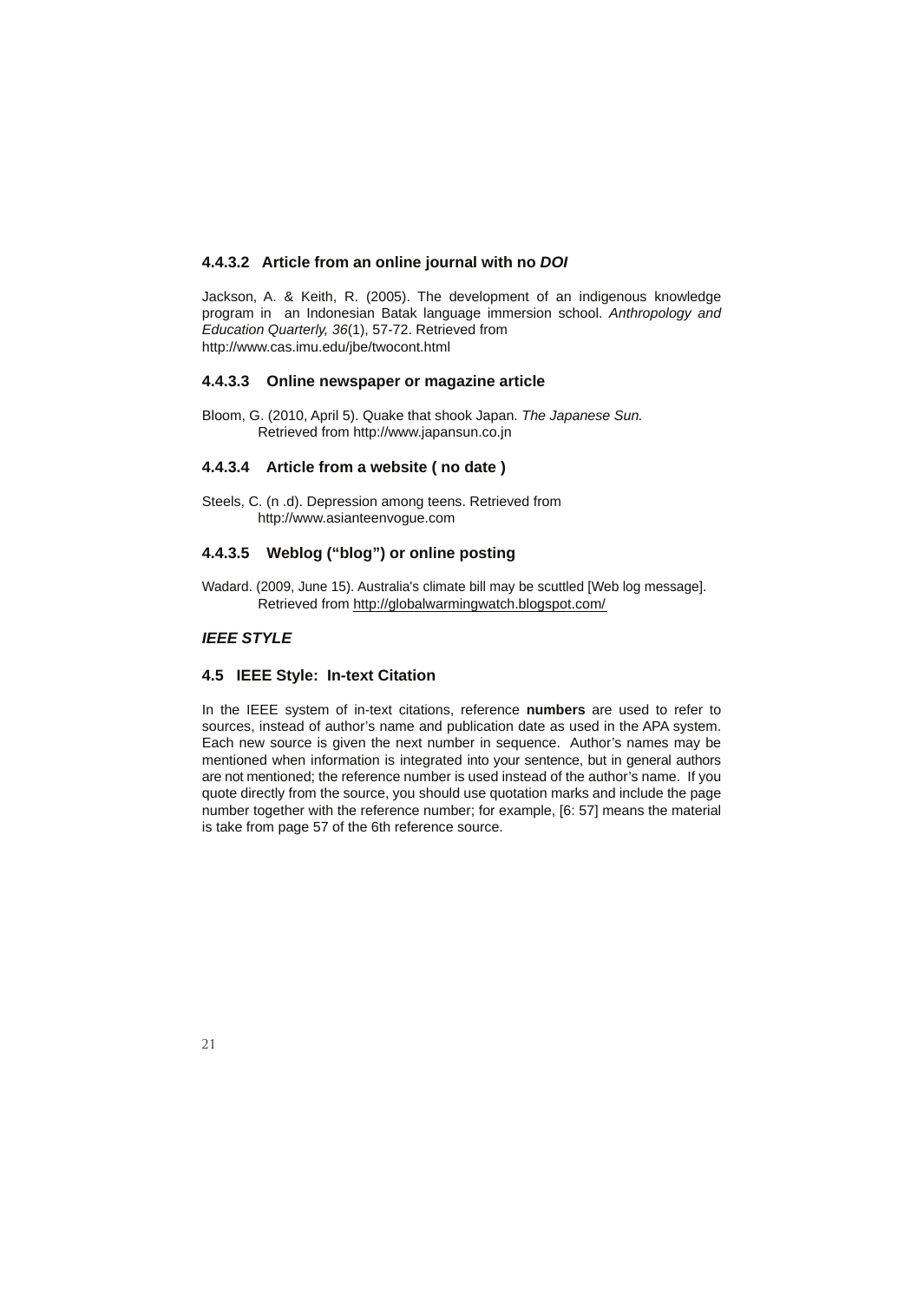#### 4.4.3.2 Article from an online journal with no *DOI*

Jackson, A. & Keith, R. (2005). The development of an indigenous knowledge program in an Indonesian Batak language immersion school. *Anthropology and Education Quarterly, 36*(1), 57-72. Retrieved from http://www.cas.imu.edu/jbe/twocont.html

#### 4.4.3.3 Online newspaper or magazine article

Bloom, G. (2010, April 5). Quake that shook Japan. *The Japanese Sun.* Retrieved from http://www.japansun.co.jn

#### 4.4.3.4 Article from a website ( no date )

Steels, C. (n .d). Depression among teens. Retrieved from http://www.asianteenvogue.com

#### 4.4.3.5 Weblog ("blog") or online posting

Wadard. (2009, June 15). Australia's climate bill may be scuttled [Web log message]. Retrieved from http://globalwarmingwatch.blogspot.com/

## *IEEE STYLE*

### 4.5 IEEE Style: In-text Citation

In the IEEE system of in-text citations, reference **numbers** are used to refer to sources, instead of author's name and publication date as used in the APA system. Each new source is given the next number in sequence. Author's names may be mentioned when information is integrated into your sentence, but in general authors are not mentioned; the reference number is used instead of the author's name. If you quote directly from the source, you should use quotation marks and include the page number together with the reference number; for example, [6: 57] means the material is take from page 57 of the 6th reference source.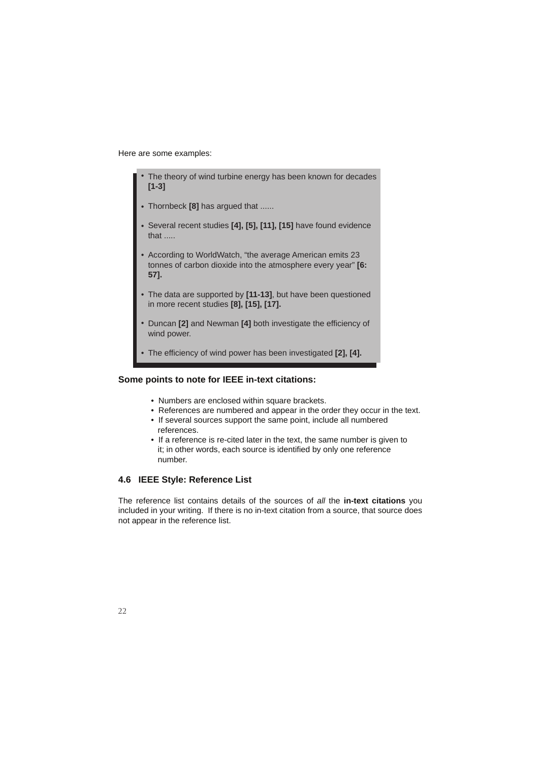Here are some examples:

- The theory of wind turbine energy has been known for decades **[1-3]**
- Thornbeck **[8]** has argued that ......
- Several recent studies **[4], [5], [11], [15]** have found evidence that .....
- According to WorldWatch, "the average American emits 23 tonnes of carbon dioxide into the atmosphere every year" **[6: 57].**
- The data are supported by **[11-13]**, but have been questioned in more recent studies **[8], [15], [17].**
- Duncan **[2]** and Newman **[4]** both investigate the efficiency of wind power.
- The efficiency of wind power has been investigated **[2], [4].**

**Some points to note for IEEE in-text citations:**

- Numbers are enclosed within square brackets.
- References are numbered and appear in the order they occur in the text.
- If several sources support the same point, include all numbered references.
- If a reference is re-cited later in the text, the same number is given to it; in other words, each source is identified by only one reference number.

### 4.6 IEEE Style: Reference List

The reference list contains details of the sources of *all* the **in-text citations** you included in your writing. If there is no in-text citation from a source, that source does not appear in the reference list.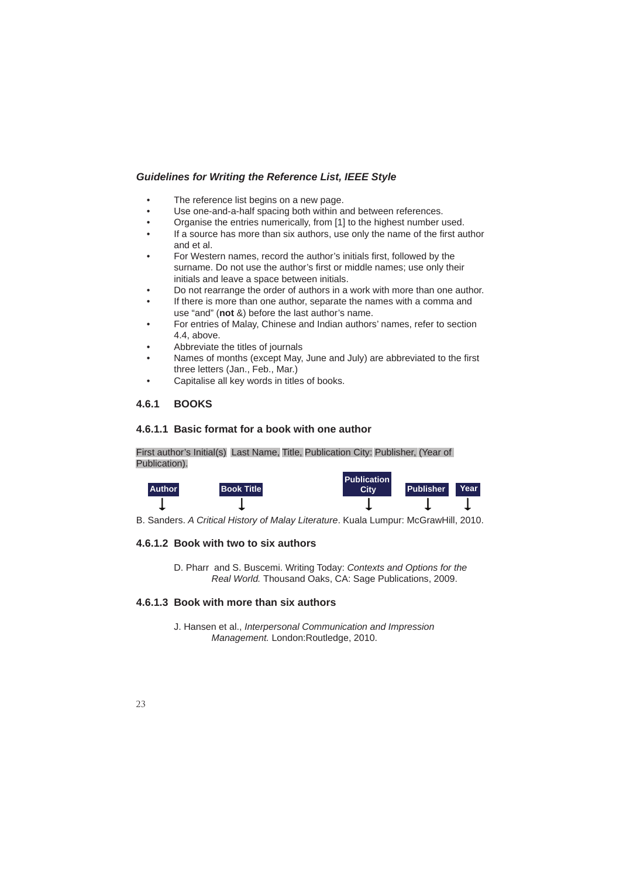***Guidelines for Writing the Reference List, IEEE Style***

- The reference list begins on a new page.
- Use one-and-a-half spacing both within and between references.
- Organise the entries numerically, from [1] to the highest number used.
- If a source has more than six authors, use only the name of the first author and et al.
- For Western names, record the author's initials first, followed by the surname. Do not use the author's first or middle names; use only their initials and leave a space between initials.
- Do not rearrange the order of authors in a work with more than one author.
- If there is more than one author, separate the names with a comma and use "and" (**not** &) before the last author's name.
- For entries of Malay, Chinese and Indian authors' names, refer to section 4.4, above.
- Abbreviate the titles of journals
- Names of months (except May, June and July) are abbreviated to the first three letters (Jan., Feb., Mar.)
- Capitalise all key words in titles of books.

## 4.6.1 BOOKS

### 4.6.1.1 Basic format for a book with one author

First author's Initial(s) Last Name, Title, Publication City: Publisher, (Year of Publication).

**Author** ↓ **Book Title** ↓ **Publication City** ↓ **Publisher** ↓ **Year** ↓

B. Sanders. *A Critical History of Malay Literature*. Kuala Lumpur: McGrawHill, 2010.

### 4.6.1.2 Book with two to six authors

D. Pharr and S. Buscemi. Writing Today: *Contexts and Options for the Real World.* Thousand Oaks, CA: Sage Publications, 2009.

### 4.6.1.3 Book with more than six authors

J. Hansen et al., *Interpersonal Communication and Impression Management.* London:Routledge, 2010.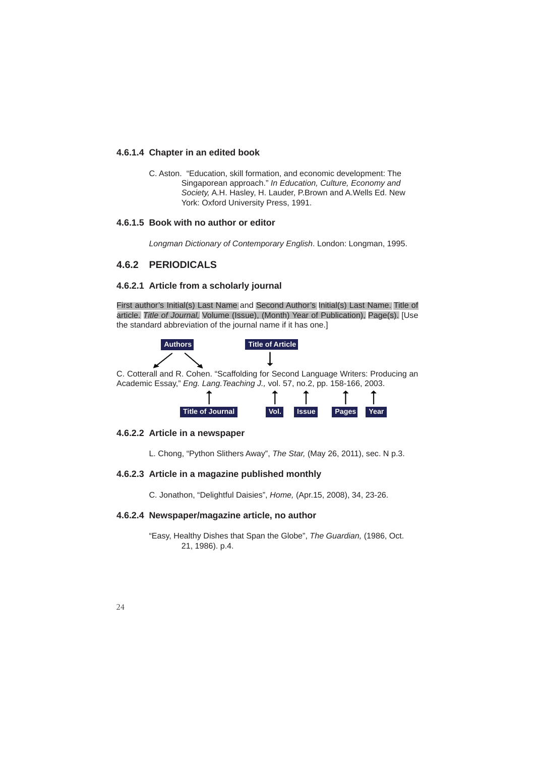#### 4.6.1.4 Chapter in an edited book

C. Aston. "Education, skill formation, and economic development: The Singaporean approach." *In Education, Culture, Economy and Society,* A.H. Hasley, H. Lauder, P.Brown and A.Wells Ed. New York: Oxford University Press, 1991.

#### 4.6.1.5 Book with no author or editor

*Longman Dictionary of Contemporary English*. London: Longman, 1995.

### 4.6.2 PERIODICALS

#### 4.6.2.1 Article from a scholarly journal

First author's Initial(s) Last Name and Second Author's Initial(s) Last Name. Title of article. *Title of Journal,* Volume (Issue), (Month) Year of Publication), Page(s). [Use the standard abbreviation of the journal name if it has one.]

Authors → C. Cotterall and R. Cohen.
Title of Article → "Scaffolding for Second Language Writers: Producing an Academic Essay,"

C. Cotterall and R. Cohen. "Scaffolding for Second Language Writers: Producing an Academic Essay," *Eng. Lang.Teaching J.,* vol. 57, no.2, pp. 158-166, 2003.

Title of Journal → *Eng. Lang.Teaching J.*; Vol. → 57; Issue → no.2; Pages → pp. 158-166; Year → 2003

#### 4.6.2.2 Article in a newspaper

L. Chong, "Python Slithers Away", *The Star,* (May 26, 2011), sec. N p.3.

#### 4.6.2.3 Article in a magazine published monthly

C. Jonathon, "Delightful Daisies", *Home,* (Apr.15, 2008), 34, 23-26.

#### 4.6.2.4 Newspaper/magazine article, no author

"Easy, Healthy Dishes that Span the Globe", *The Guardian,* (1986, Oct. 21, 1986). p.4.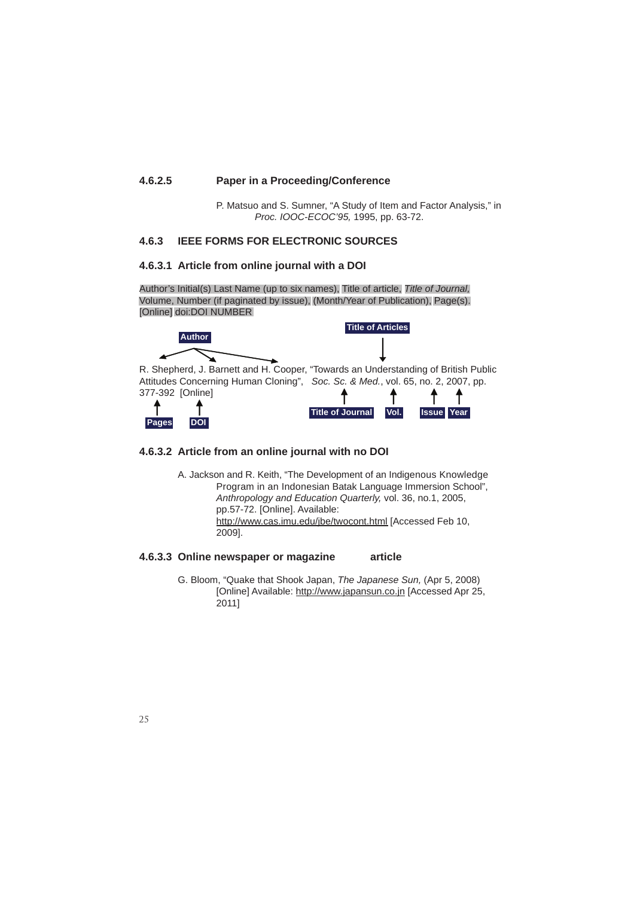#### 4.6.2.5 Paper in a Proceeding/Conference

P. Matsuo and S. Sumner, "A Study of Item and Factor Analysis," in *Proc. IOOC-ECOC'95,* 1995, pp. 63-72.

### 4.6.3 IEEE FORMS FOR ELECTRONIC SOURCES

#### 4.6.3.1 Article from online journal with a DOI

Author's Initial(s) Last Name (up to six names), Title of article, *Title of Journal,* Volume, Number (if paginated by issue), (Month/Year of Publication), Page(s). [Online] doi:DOI NUMBER

Author — Title of Articles

R. Shepherd, J. Barnett and H. Cooper, "Towards an Understanding of British Public Attitudes Concerning Human Cloning", *Soc. Sc. & Med.*, vol. 65, no. 2, 2007, pp. 377-392 [Online]

Pages — DOI — Title of Journal — Vol. — Issue — Year

#### 4.6.3.2 Article from an online journal with no DOI

A. Jackson and R. Keith, "The Development of an Indigenous Knowledge Program in an Indonesian Batak Language Immersion School", *Anthropology and Education Quarterly,* vol. 36, no.1, 2005, pp.57-72. [Online]. Available: http://www.cas.imu.edu/jbe/twocont.html [Accessed Feb 10, 2009].

#### 4.6.3.3 Online newspaper or magazine article

G. Bloom, "Quake that Shook Japan, *The Japanese Sun,* (Apr 5, 2008) [Online] Available: http://www.japansun.co.jn [Accessed Apr 25, 2011]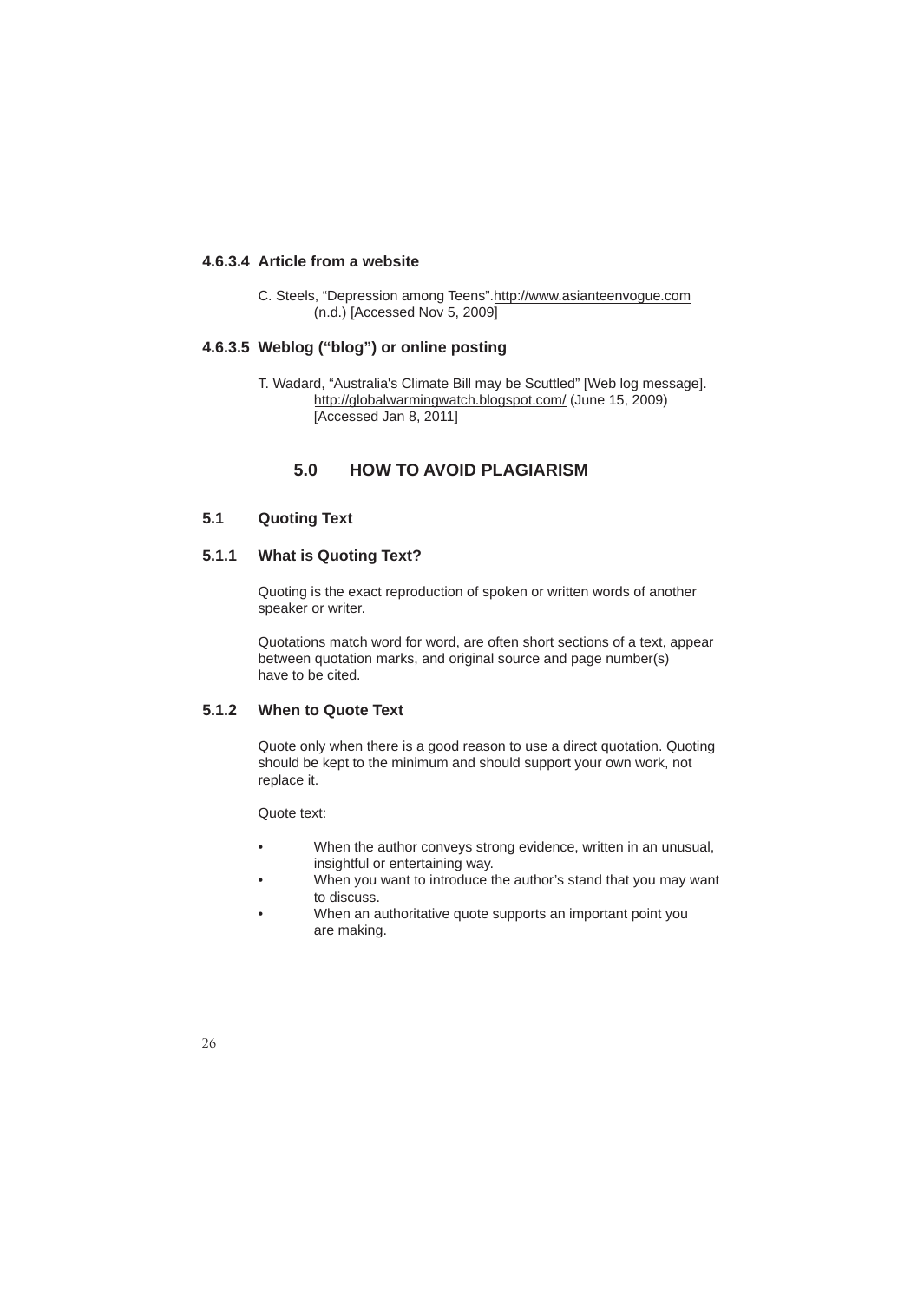#### 4.6.3.4 Article from a website

C. Steels, "Depression among Teens".http://www.asianteenvogue.com (n.d.) [Accessed Nov 5, 2009]

#### 4.6.3.5 Weblog ("blog") or online posting

T. Wadard, "Australia's Climate Bill may be Scuttled" [Web log message]. http://globalwarmingwatch.blogspot.com/ (June 15, 2009) [Accessed Jan 8, 2011]

# 5.0 HOW TO AVOID PLAGIARISM

## 5.1 Quoting Text

### 5.1.1 What is Quoting Text?

Quoting is the exact reproduction of spoken or written words of another speaker or writer.

Quotations match word for word, are often short sections of a text, appear between quotation marks, and original source and page number(s) have to be cited.

### 5.1.2 When to Quote Text

Quote only when there is a good reason to use a direct quotation. Quoting should be kept to the minimum and should support your own work, not replace it.

Quote text:

- When the author conveys strong evidence, written in an unusual, insightful or entertaining way.
- When you want to introduce the author's stand that you may want to discuss.
- When an authoritative quote supports an important point you are making.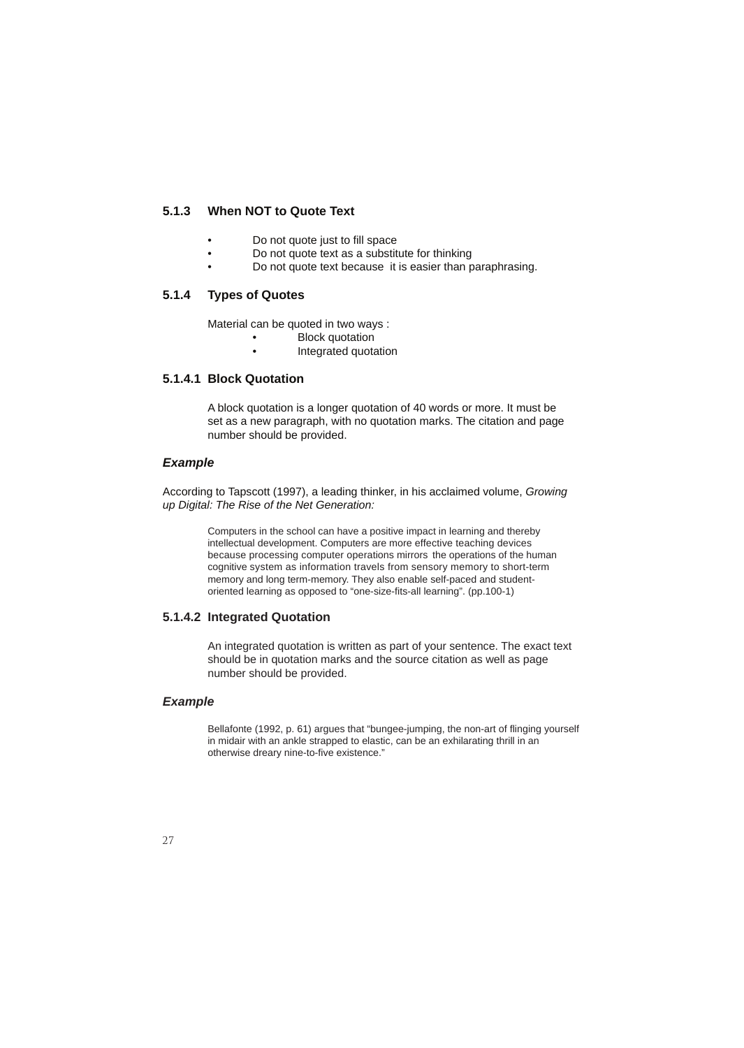### 5.1.3 When NOT to Quote Text

- Do not quote just to fill space
- Do not quote text as a substitute for thinking
- Do not quote text because it is easier than paraphrasing.

### 5.1.4 Types of Quotes

Material can be quoted in two ways :

- Block quotation
- Integrated quotation

#### 5.1.4.1 Block Quotation

A block quotation is a longer quotation of 40 words or more. It must be set as a new paragraph, with no quotation marks. The citation and page number should be provided.

***Example***

According to Tapscott (1997), a leading thinker, in his acclaimed volume, *Growing up Digital: The Rise of the Net Generation:*

> Computers in the school can have a positive impact in learning and thereby intellectual development. Computers are more effective teaching devices because processing computer operations mirrors the operations of the human cognitive system as information travels from sensory memory to short-term memory and long term-memory. They also enable self-paced and student-oriented learning as opposed to "one-size-fits-all learning". (pp.100-1)

#### 5.1.4.2 Integrated Quotation

An integrated quotation is written as part of your sentence. The exact text should be in quotation marks and the source citation as well as page number should be provided.

***Example***

Bellafonte (1992, p. 61) argues that "bungee-jumping, the non-art of flinging yourself in midair with an ankle strapped to elastic, can be an exhilarating thrill in an otherwise dreary nine-to-five existence."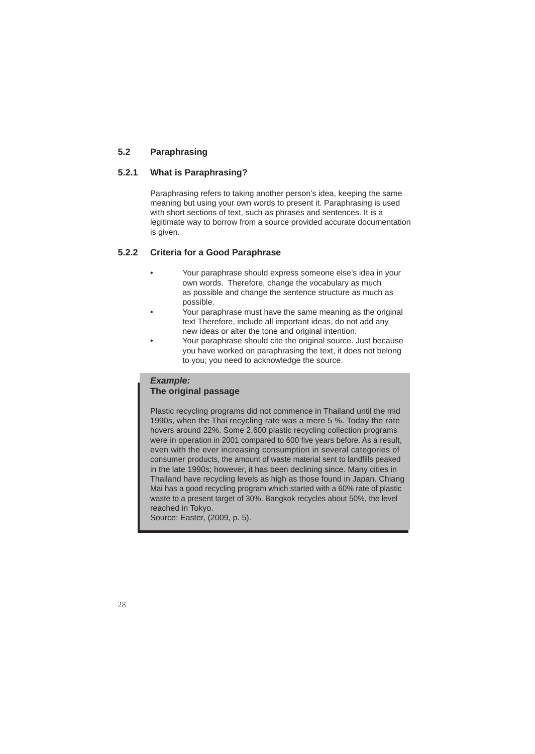## 5.2 Paraphrasing

### 5.2.1 What is Paraphrasing?

Paraphrasing refers to taking another person's idea, keeping the same meaning but using your own words to present it. Paraphrasing is used with short sections of text, such as phrases and sentences. It is a legitimate way to borrow from a source provided accurate documentation is given.

### 5.2.2 Criteria for a Good Paraphrase

- Your paraphrase should express someone else's idea in your own words. Therefore, change the vocabulary as much as possible and change the sentence structure as much as possible.
- Your paraphrase must have the same meaning as the original text Therefore, include all important ideas, do not add any new ideas or alter the tone and original intention.
- Your paraphrase should cite the original source. Just because you have worked on paraphrasing the text, it does not belong to you; you need to acknowledge the source.

***Example:***
**The original passage**

Plastic recycling programs did not commence in Thailand until the mid 1990s, when the Thai recycling rate was a mere 5 %. Today the rate hovers around 22%. Some 2,600 plastic recycling collection programs were in operation in 2001 compared to 600 five years before. As a result, even with the ever increasing consumption in several categories of consumer products, the amount of waste material sent to landfills peaked in the late 1990s; however, it has been declining since. Many cities in Thailand have recycling levels as high as those found in Japan. Chiang Mai has a good recycling program which started with a 60% rate of plastic waste to a present target of 30%. Bangkok recycles about 50%, the level reached in Tokyo.
Source: Easter, (2009, p. 5).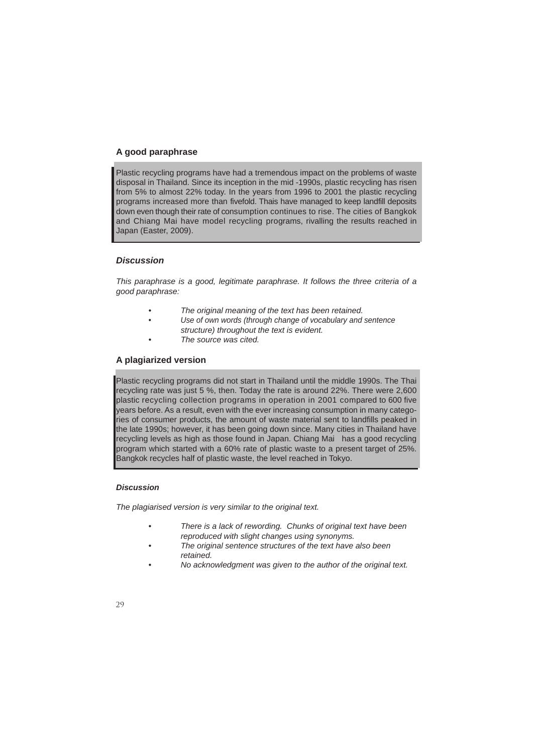### A good paraphrase

> Plastic recycling programs have had a tremendous impact on the problems of waste disposal in Thailand. Since its inception in the mid -1990s, plastic recycling has risen from 5% to almost 22% today. In the years from 1996 to 2001 the plastic recycling programs increased more than fivefold. Thais have managed to keep landfill deposits down even though their rate of consumption continues to rise. The cities of Bangkok and Chiang Mai have model recycling programs, rivalling the results reached in Japan (Easter, 2009).

#### *Discussion*

*This paraphrase is a good, legitimate paraphrase. It follows the three criteria of a good paraphrase:*

- *The original meaning of the text has been retained.*
- *Use of own words (through change of vocabulary and sentence structure) throughout the text is evident.*
- *The source was cited.*

### A plagiarized version

> Plastic recycling programs did not start in Thailand until the middle 1990s. The Thai recycling rate was just 5 %, then. Today the rate is around 22%. There were 2,600 plastic recycling collection programs in operation in 2001 compared to 600 five years before. As a result, even with the ever increasing consumption in many categories of consumer products, the amount of waste material sent to landfills peaked in the late 1990s; however, it has been going down since. Many cities in Thailand have recycling levels as high as those found in Japan. Chiang Mai has a good recycling program which started with a 60% rate of plastic waste to a present target of 25%. Bangkok recycles half of plastic waste, the level reached in Tokyo.

#### *Discussion*

*The plagiarised version is very similar to the original text.*

- *There is a lack of rewording. Chunks of original text have been reproduced with slight changes using synonyms.*
- *The original sentence structures of the text have also been retained.*
- *No acknowledgment was given to the author of the original text.*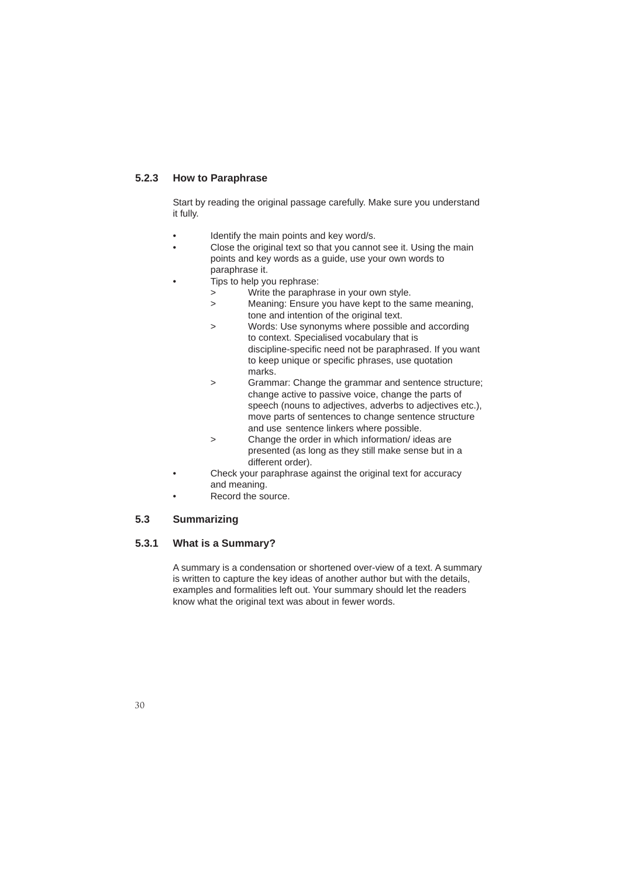### 5.2.3 How to Paraphrase

Start by reading the original passage carefully. Make sure you understand it fully.

- Identify the main points and key word/s.
- Close the original text so that you cannot see it. Using the main points and key words as a guide, use your own words to paraphrase it.
- Tips to help you rephrase:
  - > Write the paraphrase in your own style.
  - > Meaning: Ensure you have kept to the same meaning, tone and intention of the original text.
  - > Words: Use synonyms where possible and according to context. Specialised vocabulary that is discipline-specific need not be paraphrased. If you want to keep unique or specific phrases, use quotation marks.
  - > Grammar: Change the grammar and sentence structure; change active to passive voice, change the parts of speech (nouns to adjectives, adverbs to adjectives etc.), move parts of sentences to change sentence structure and use sentence linkers where possible.
  - > Change the order in which information/ ideas are presented (as long as they still make sense but in a different order).
- Check your paraphrase against the original text for accuracy and meaning.
- Record the source.

## 5.3 Summarizing

### 5.3.1 What is a Summary?

A summary is a condensation or shortened over-view of a text. A summary is written to capture the key ideas of another author but with the details, examples and formalities left out. Your summary should let the readers know what the original text was about in fewer words.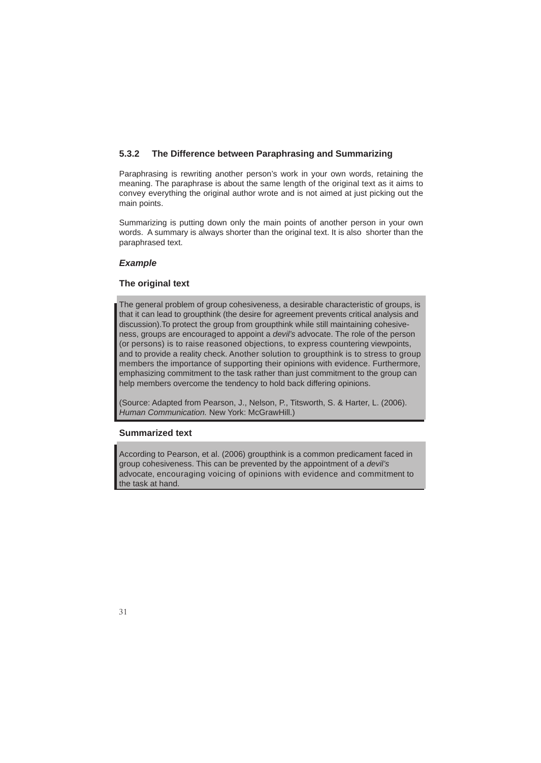### 5.3.2 The Difference between Paraphrasing and Summarizing

Paraphrasing is rewriting another person's work in your own words, retaining the meaning. The paraphrase is about the same length of the original text as it aims to convey everything the original author wrote and is not aimed at just picking out the main points.

Summarizing is putting down only the main points of another person in your own words. A summary is always shorter than the original text. It is also shorter than the paraphrased text.

***Example***

**The original text**

> The general problem of group cohesiveness, a desirable characteristic of groups, is that it can lead to groupthink (the desire for agreement prevents critical analysis and discussion).To protect the group from groupthink while still maintaining cohesive-ness, groups are encouraged to appoint a *devil's* advocate. The role of the person (or persons) is to raise reasoned objections, to express countering viewpoints, and to provide a reality check. Another solution to groupthink is to stress to group members the importance of supporting their opinions with evidence. Furthermore, emphasizing commitment to the task rather than just commitment to the group can help members overcome the tendency to hold back differing opinions.
>
> (Source: Adapted from Pearson, J., Nelson, P., Titsworth, S. & Harter, L. (2006). *Human Communication.* New York: McGrawHill.)

**Summarized text**

> According to Pearson, et al. (2006) groupthink is a common predicament faced in group cohesiveness. This can be prevented by the appointment of a *devil's* advocate, encouraging voicing of opinions with evidence and commitment to the task at hand.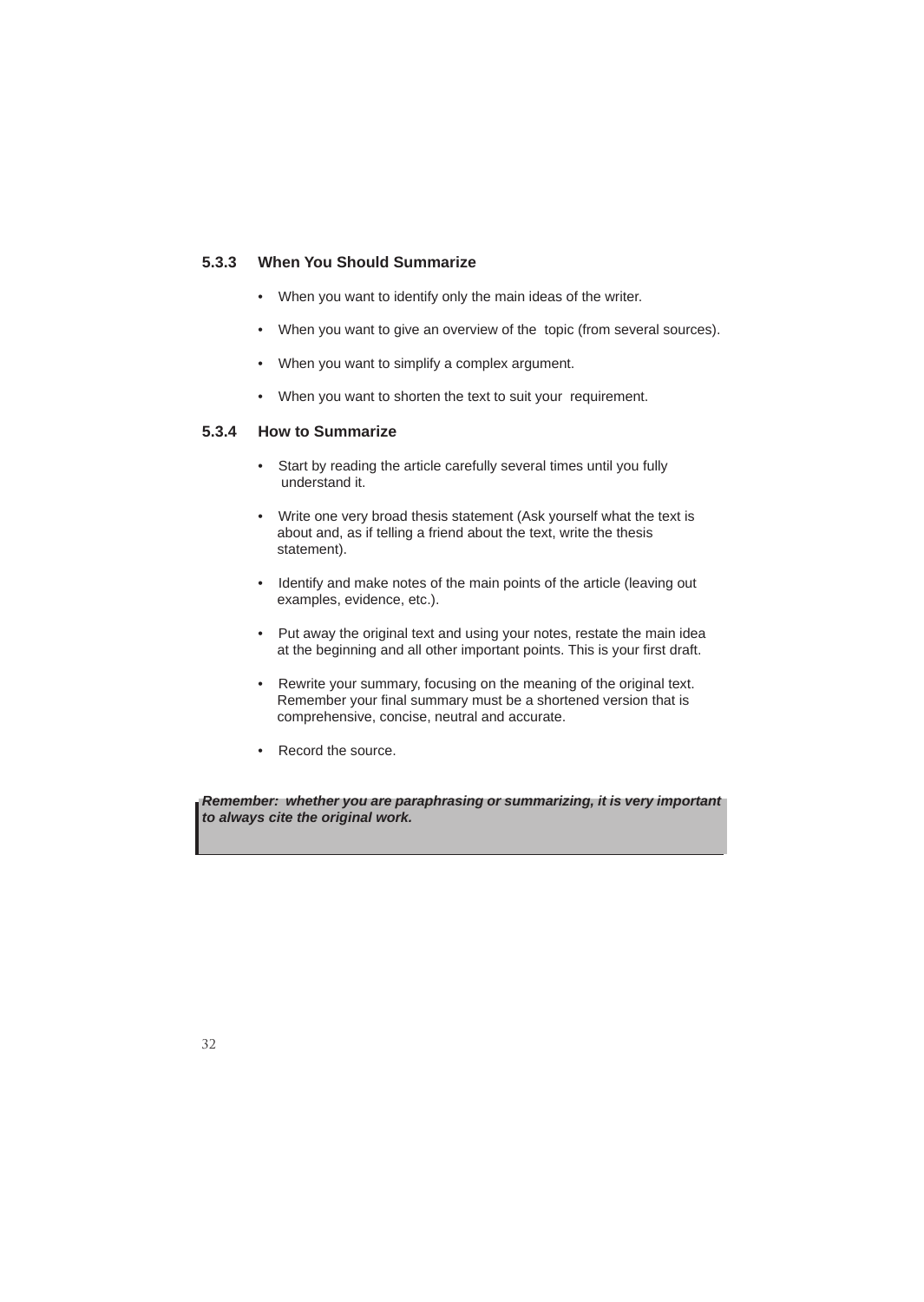### 5.3.3 When You Should Summarize

- When you want to identify only the main ideas of the writer.
- When you want to give an overview of the topic (from several sources).
- When you want to simplify a complex argument.
- When you want to shorten the text to suit your requirement.

### 5.3.4 How to Summarize

- Start by reading the article carefully several times until you fully understand it.
- Write one very broad thesis statement (Ask yourself what the text is about and, as if telling a friend about the text, write the thesis statement).
- Identify and make notes of the main points of the article (leaving out examples, evidence, etc.).
- Put away the original text and using your notes, restate the main idea at the beginning and all other important points. This is your first draft.
- Rewrite your summary, focusing on the meaning of the original text. Remember your final summary must be a shortened version that is comprehensive, concise, neutral and accurate.
- Record the source.

> ***Remember: whether you are paraphrasing or summarizing, it is very important to always cite the original work.***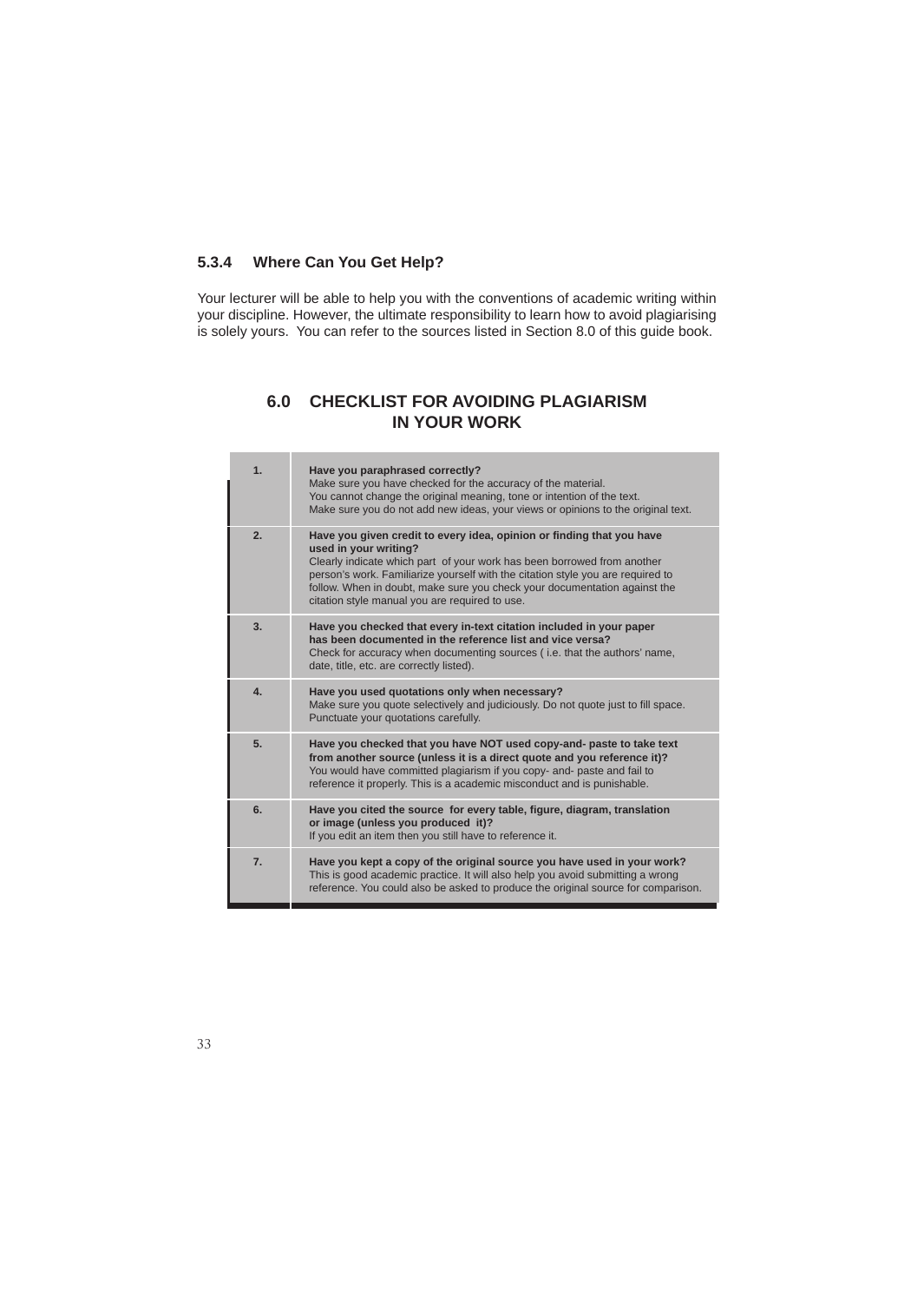### 5.3.4 Where Can You Get Help?

Your lecturer will be able to help you with the conventions of academic writing within your discipline. However, the ultimate responsibility to learn how to avoid plagiarising is solely yours. You can refer to the sources listed in Section 8.0 of this guide book.

## 6.0 CHECKLIST FOR AVOIDING PLAGIARISM IN YOUR WORK

| | |
|---|---|
| **1.** | **Have you paraphrased correctly?** Make sure you have checked for the accuracy of the material. You cannot change the original meaning, tone or intention of the text. Make sure you do not add new ideas, your views or opinions to the original text. |
| **2.** | **Have you given credit to every idea, opinion or finding that you have used in your writing?** Clearly indicate which part of your work has been borrowed from another person's work. Familiarize yourself with the citation style you are required to follow. When in doubt, make sure you check your documentation against the citation style manual you are required to use. |
| **3.** | **Have you checked that every in-text citation included in your paper has been documented in the reference list and vice versa?** Check for accuracy when documenting sources ( i.e. that the authors' name, date, title, etc. are correctly listed). |
| **4.** | **Have you used quotations only when necessary?** Make sure you quote selectively and judiciously. Do not quote just to fill space. Punctuate your quotations carefully. |
| **5.** | **Have you checked that you have NOT used copy-and- paste to take text from another source (unless it is a direct quote and you reference it)?** You would have committed plagiarism if you copy- and- paste and fail to reference it properly. This is a academic misconduct and is punishable. |
| **6.** | **Have you cited the source for every table, figure, diagram, translation or image (unless you produced it)?** If you edit an item then you still have to reference it. |
| **7.** | **Have you kept a copy of the original source you have used in your work?** This is good academic practice. It will also help you avoid submitting a wrong reference. You could also be asked to produce the original source for comparison. |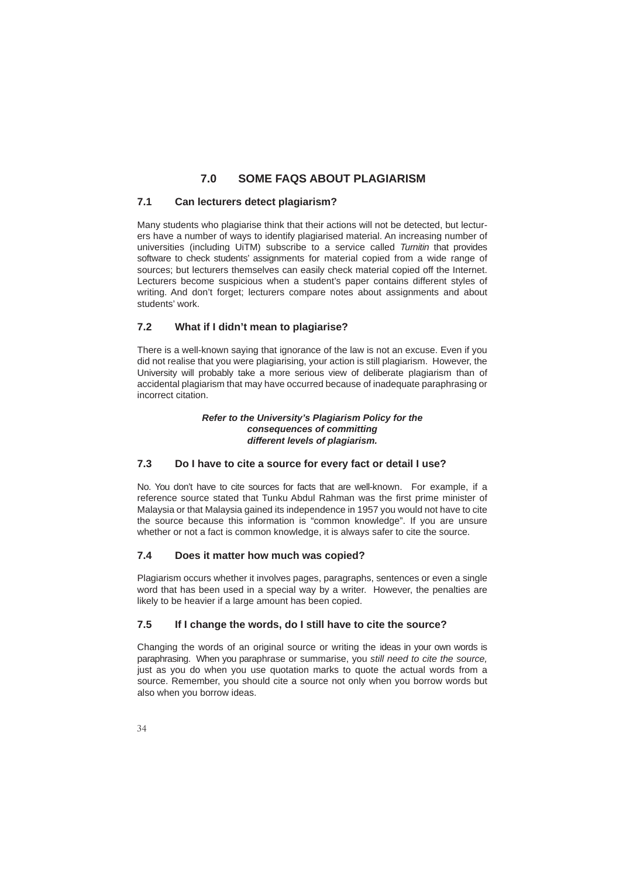# 7.0 SOME FAQS ABOUT PLAGIARISM

## 7.1 Can lecturers detect plagiarism?

Many students who plagiarise think that their actions will not be detected, but lecturers have a number of ways to identify plagiarised material. An increasing number of universities (including UiTM) subscribe to a service called *Turnitin* that provides software to check students' assignments for material copied from a wide range of sources; but lecturers themselves can easily check material copied off the Internet. Lecturers become suspicious when a student's paper contains different styles of writing. And don't forget; lecturers compare notes about assignments and about students' work.

## 7.2 What if I didn't mean to plagiarise?

There is a well-known saying that ignorance of the law is not an excuse. Even if you did not realise that you were plagiarising, your action is still plagiarism. However, the University will probably take a more serious view of deliberate plagiarism than of accidental plagiarism that may have occurred because of inadequate paraphrasing or incorrect citation.

***Refer to the University's Plagiarism Policy for the consequences of committing different levels of plagiarism.***

## 7.3 Do I have to cite a source for every fact or detail I use?

No. You don't have to cite sources for facts that are well-known. For example, if a reference source stated that Tunku Abdul Rahman was the first prime minister of Malaysia or that Malaysia gained its independence in 1957 you would not have to cite the source because this information is "common knowledge". If you are unsure whether or not a fact is common knowledge, it is always safer to cite the source.

## 7.4 Does it matter how much was copied?

Plagiarism occurs whether it involves pages, paragraphs, sentences or even a single word that has been used in a special way by a writer. However, the penalties are likely to be heavier if a large amount has been copied.

## 7.5 If I change the words, do I still have to cite the source?

Changing the words of an original source or writing the ideas in your own words is paraphrasing. When you paraphrase or summarise, you *still need to cite the source,* just as you do when you use quotation marks to quote the actual words from a source. Remember, you should cite a source not only when you borrow words but also when you borrow ideas.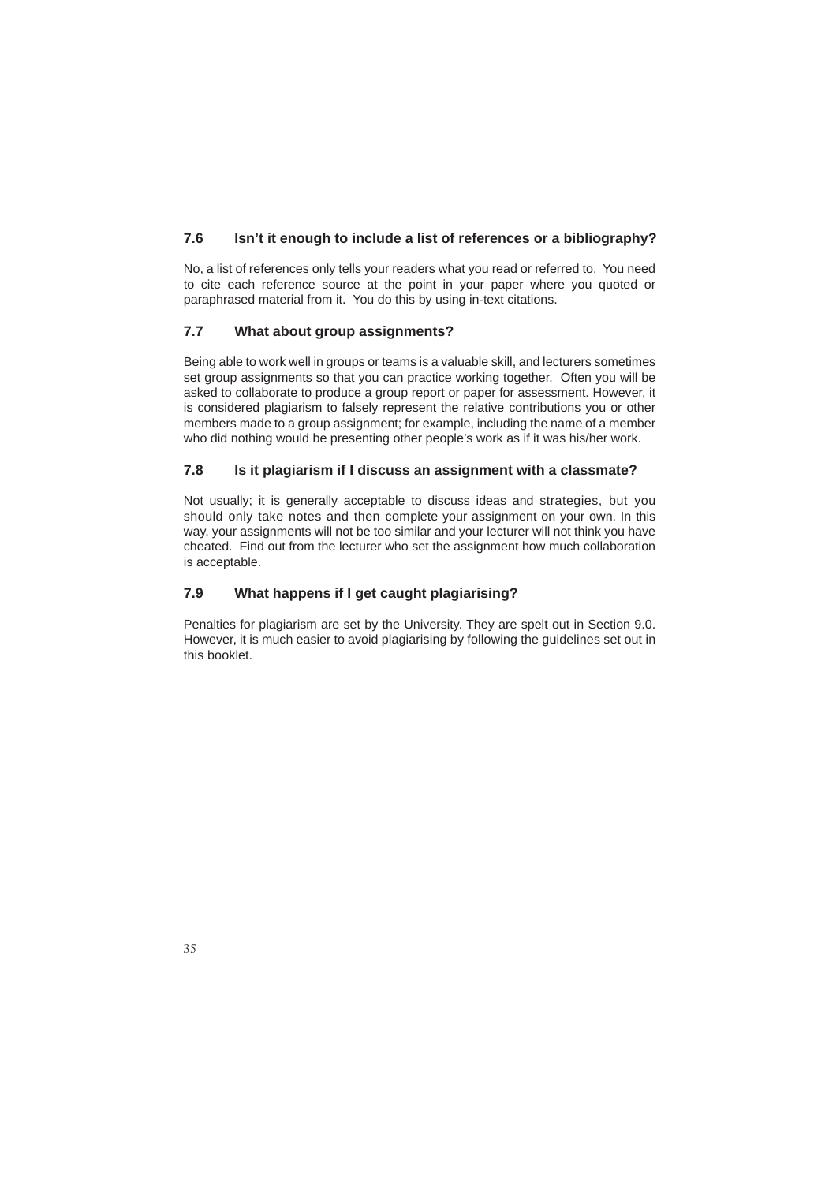### 7.6 Isn't it enough to include a list of references or a bibliography?

No, a list of references only tells your readers what you read or referred to. You need to cite each reference source at the point in your paper where you quoted or paraphrased material from it. You do this by using in-text citations.

### 7.7 What about group assignments?

Being able to work well in groups or teams is a valuable skill, and lecturers sometimes set group assignments so that you can practice working together. Often you will be asked to collaborate to produce a group report or paper for assessment. However, it is considered plagiarism to falsely represent the relative contributions you or other members made to a group assignment; for example, including the name of a member who did nothing would be presenting other people's work as if it was his/her work.

### 7.8 Is it plagiarism if I discuss an assignment with a classmate?

Not usually; it is generally acceptable to discuss ideas and strategies, but you should only take notes and then complete your assignment on your own. In this way, your assignments will not be too similar and your lecturer will not think you have cheated. Find out from the lecturer who set the assignment how much collaboration is acceptable.

### 7.9 What happens if I get caught plagiarising?

Penalties for plagiarism are set by the University. They are spelt out in Section 9.0. However, it is much easier to avoid plagiarising by following the guidelines set out in this booklet.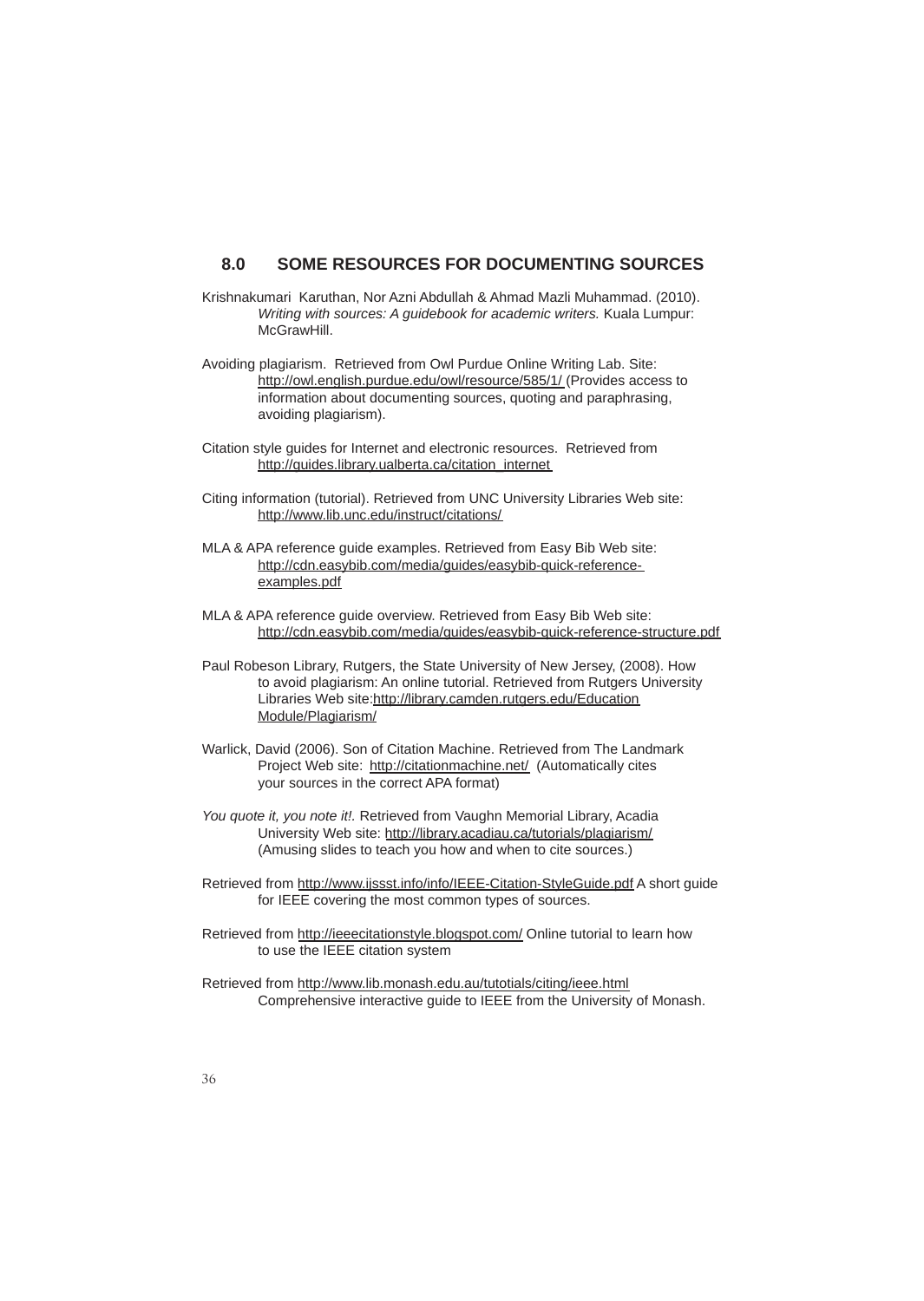## 8.0 SOME RESOURCES FOR DOCUMENTING SOURCES

Krishnakumari Karuthan, Nor Azni Abdullah & Ahmad Mazli Muhammad. (2010). *Writing with sources: A guidebook for academic writers.* Kuala Lumpur: McGrawHill.

Avoiding plagiarism. Retrieved from Owl Purdue Online Writing Lab. Site: http://owl.english.purdue.edu/owl/resource/585/1/ (Provides access to information about documenting sources, quoting and paraphrasing, avoiding plagiarism).

Citation style guides for Internet and electronic resources. Retrieved from http://guides.library.ualberta.ca/citation_internet

Citing information (tutorial). Retrieved from UNC University Libraries Web site: http://www.lib.unc.edu/instruct/citations/

MLA & APA reference guide examples. Retrieved from Easy Bib Web site: http://cdn.easybib.com/media/guides/easybib-quick-reference-examples.pdf

MLA & APA reference guide overview. Retrieved from Easy Bib Web site: http://cdn.easybib.com/media/guides/easybib-quick-reference-structure.pdf

Paul Robeson Library, Rutgers, the State University of New Jersey, (2008). How to avoid plagiarism: An online tutorial. Retrieved from Rutgers University Libraries Web site:http://library.camden.rutgers.edu/Education Module/Plagiarism/

Warlick, David (2006). Son of Citation Machine. Retrieved from The Landmark Project Web site: http://citationmachine.net/ (Automatically cites your sources in the correct APA format)

*You quote it, you note it!.* Retrieved from Vaughn Memorial Library, Acadia University Web site: http://library.acadiau.ca/tutorials/plagiarism/ (Amusing slides to teach you how and when to cite sources.)

Retrieved from http://www.ijssst.info/info/IEEE-Citation-StyleGuide.pdf A short guide for IEEE covering the most common types of sources.

Retrieved from http://ieeecitationstyle.blogspot.com/ Online tutorial to learn how to use the IEEE citation system

Retrieved from http://www.lib.monash.edu.au/tutotials/citing/ieee.html Comprehensive interactive guide to IEEE from the University of Monash.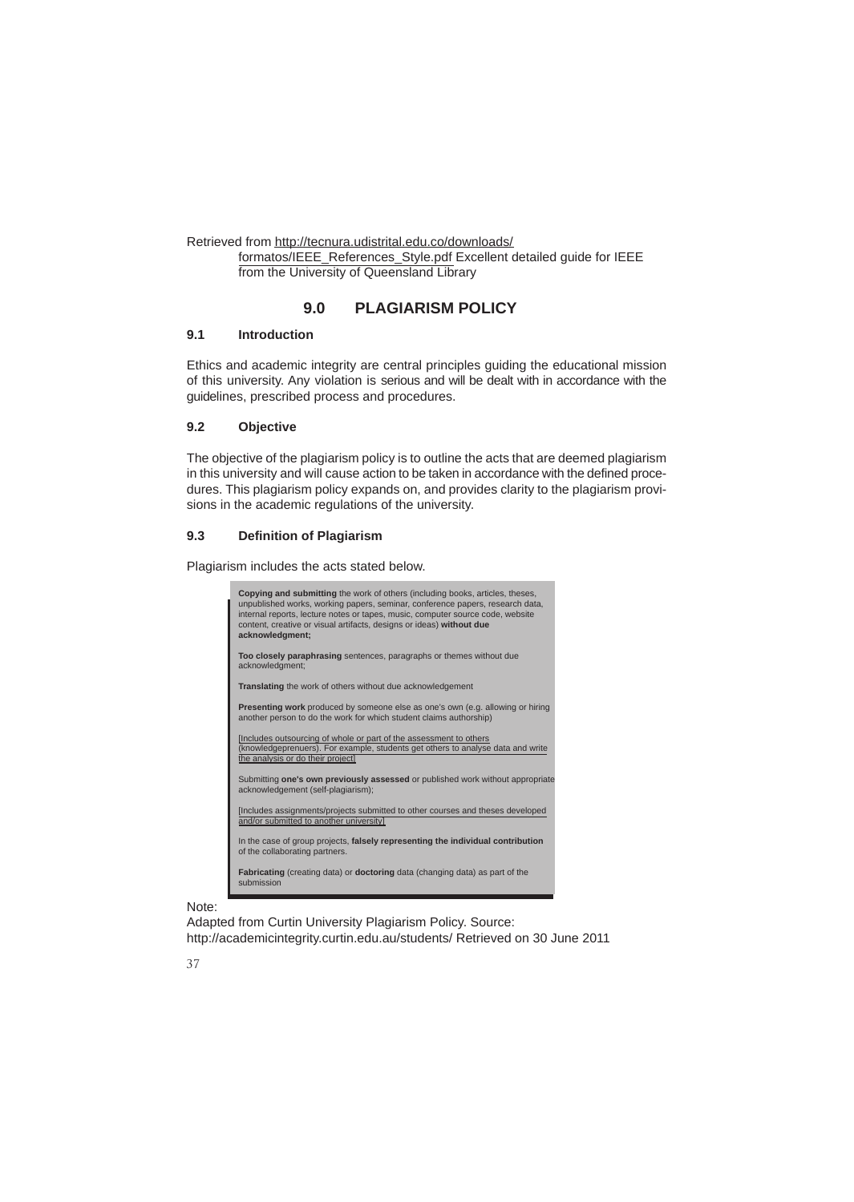Retrieved from http://tecnura.udistrital.edu.co/downloads/
formatos/IEEE_References_Style.pdf Excellent detailed guide for IEEE from the University of Queensland Library

## 9.0 PLAGIARISM POLICY

### 9.1 Introduction

Ethics and academic integrity are central principles guiding the educational mission of this university. Any violation is serious and will be dealt with in accordance with the guidelines, prescribed process and procedures.

### 9.2 Objective

The objective of the plagiarism policy is to outline the acts that are deemed plagiarism in this university and will cause action to be taken in accordance with the defined procedures. This plagiarism policy expands on, and provides clarity to the plagiarism provisions in the academic regulations of the university.

### 9.3 Definition of Plagiarism

Plagiarism includes the acts stated below.

**Copying and submitting** the work of others (including books, articles, theses, unpublished works, working papers, seminar, conference papers, research data, internal reports, lecture notes or tapes, music, computer source code, website content, creative or visual artifacts, designs or ideas) **without due acknowledgment;**

**Too closely paraphrasing** sentences, paragraphs or themes without due acknowledgment;

**Translating** the work of others without due acknowledgement

**Presenting work** produced by someone else as one's own (e.g. allowing or hiring another person to do the work for which student claims authorship)

[Includes outsourcing of whole or part of the assessment to others (knowledgeprenuers). For example, students get others to analyse data and write the analysis or do their project]

Submitting **one's own previously assessed** or published work without appropriate acknowledgement (self-plagiarism);

[Includes assignments/projects submitted to other courses and theses developed and/or submitted to another university]

In the case of group projects, **falsely representing the individual contribution** of the collaborating partners.

**Fabricating** (creating data) or **doctoring** data (changing data) as part of the submission

Note:

Adapted from Curtin University Plagiarism Policy. Source:
http://academicintegrity.curtin.edu.au/students/ Retrieved on 30 June 2011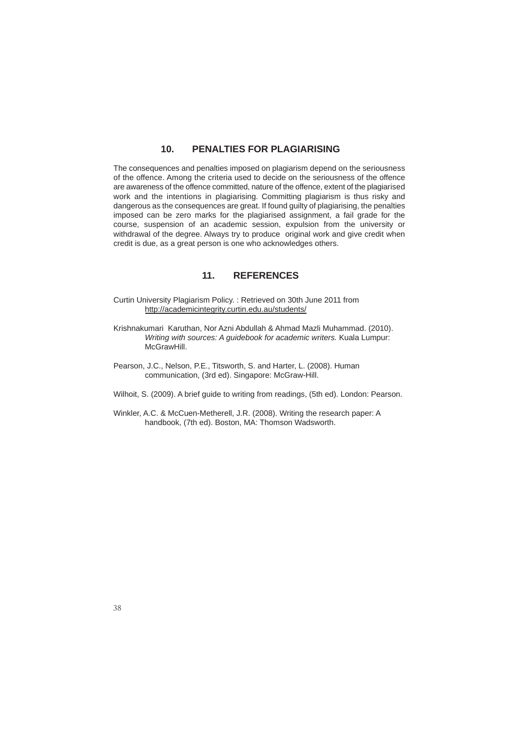## 10. PENALTIES FOR PLAGIARISING

The consequences and penalties imposed on plagiarism depend on the seriousness of the offence. Among the criteria used to decide on the seriousness of the offence are awareness of the offence committed, nature of the offence, extent of the plagiarised work and the intentions in plagiarising. Committing plagiarism is thus risky and dangerous as the consequences are great. If found guilty of plagiarising, the penalties imposed can be zero marks for the plagiarised assignment, a fail grade for the course, suspension of an academic session, expulsion from the university or withdrawal of the degree. Always try to produce original work and give credit when credit is due, as a great person is one who acknowledges others.

## 11. REFERENCES

Curtin University Plagiarism Policy. : Retrieved on 30th June 2011 from http://academicintegrity.curtin.edu.au/students/

Krishnakumari Karuthan, Nor Azni Abdullah & Ahmad Mazli Muhammad. (2010). *Writing with sources: A guidebook for academic writers.* Kuala Lumpur: McGrawHill.

Pearson, J.C., Nelson, P.E., Titsworth, S. and Harter, L. (2008). Human communication, (3rd ed). Singapore: McGraw-Hill.

Wilhoit, S. (2009). A brief guide to writing from readings, (5th ed). London: Pearson.

Winkler, A.C. & McCuen-Metherell, J.R. (2008). Writing the research paper: A handbook, (7th ed). Boston, MA: Thomson Wadsworth.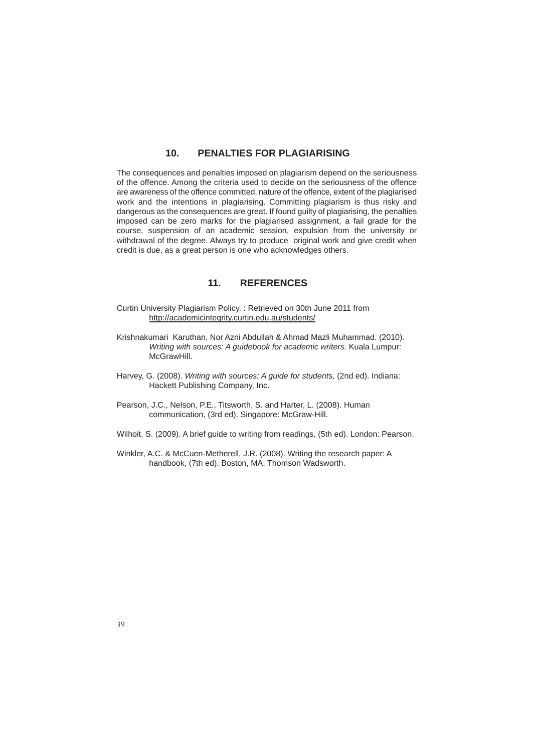## 10. PENALTIES FOR PLAGIARISING

The consequences and penalties imposed on plagiarism depend on the seriousness of the offence. Among the criteria used to decide on the seriousness of the offence are awareness of the offence committed, nature of the offence, extent of the plagiarised work and the intentions in plagiarising. Committing plagiarism is thus risky and dangerous as the consequences are great. If found guilty of plagiarising, the penalties imposed can be zero marks for the plagiarised assignment, a fail grade for the course, suspension of an academic session, expulsion from the university or withdrawal of the degree. Always try to produce original work and give credit when credit is due, as a great person is one who acknowledges others.

## 11. REFERENCES

Curtin University Plagiarism Policy. : Retrieved on 30th June 2011 from http://academicintegrity.curtin.edu.au/students/

Krishnakumari Karuthan, Nor Azni Abdullah & Ahmad Mazli Muhammad. (2010). *Writing with sources: A guidebook for academic writers.* Kuala Lumpur: McGrawHill.

Harvey, G. (2008). *Writing with sources: A guide for students,* (2nd ed). Indiana: Hackett Publishing Company, Inc.

Pearson, J.C., Nelson, P.E., Titsworth, S. and Harter, L. (2008). Human communication, (3rd ed). Singapore: McGraw-Hill.

Wilhoit, S. (2009). A brief guide to writing from readings, (5th ed). London: Pearson.

Winkler, A.C. & McCuen-Metherell, J.R. (2008). Writing the research paper: A handbook, (7th ed). Boston, MA: Thomson Wadsworth.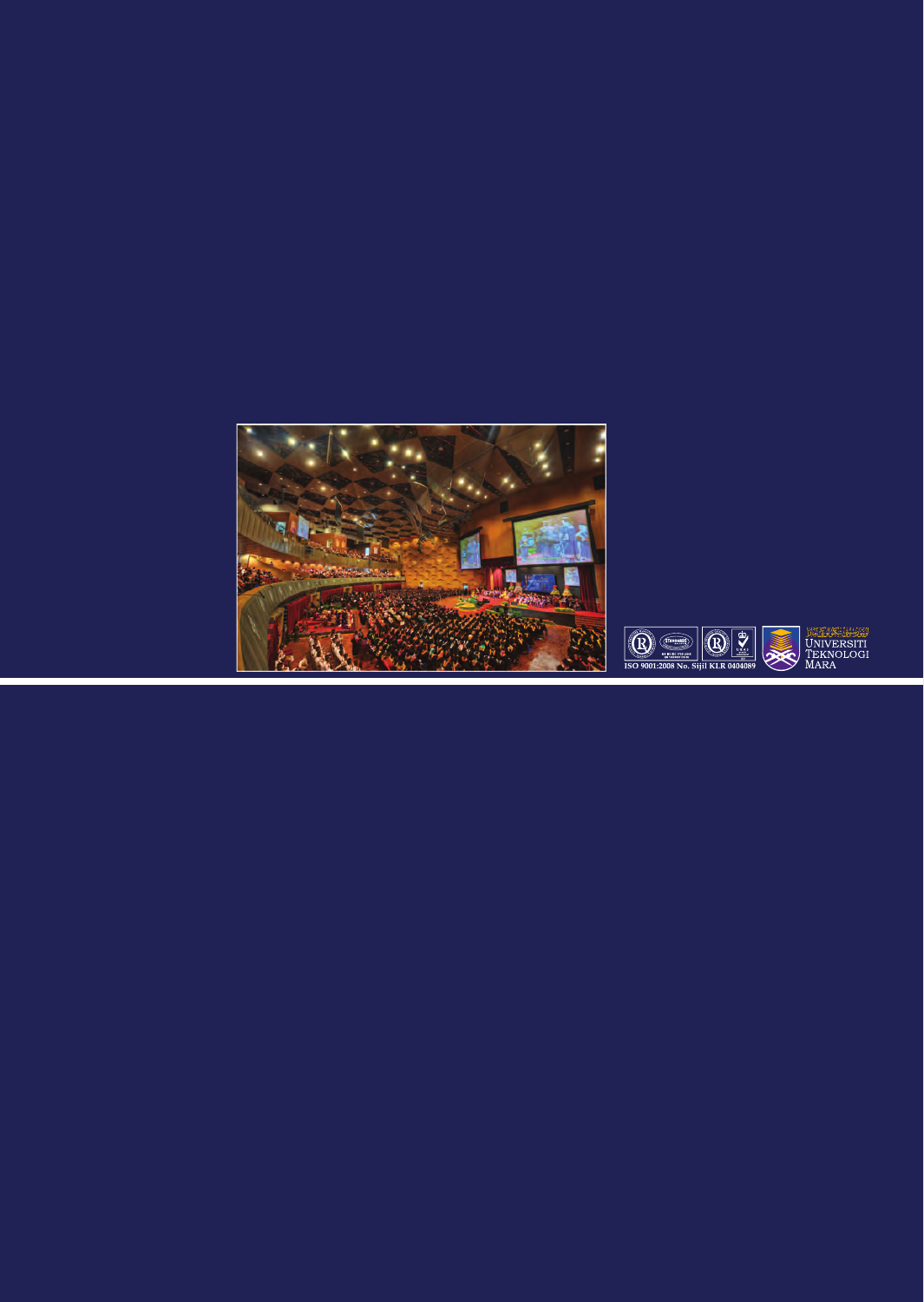ISO 9001:2008 No. Sijil KLR 0404089

UNIVERSITI TEKNOLOGI MARA